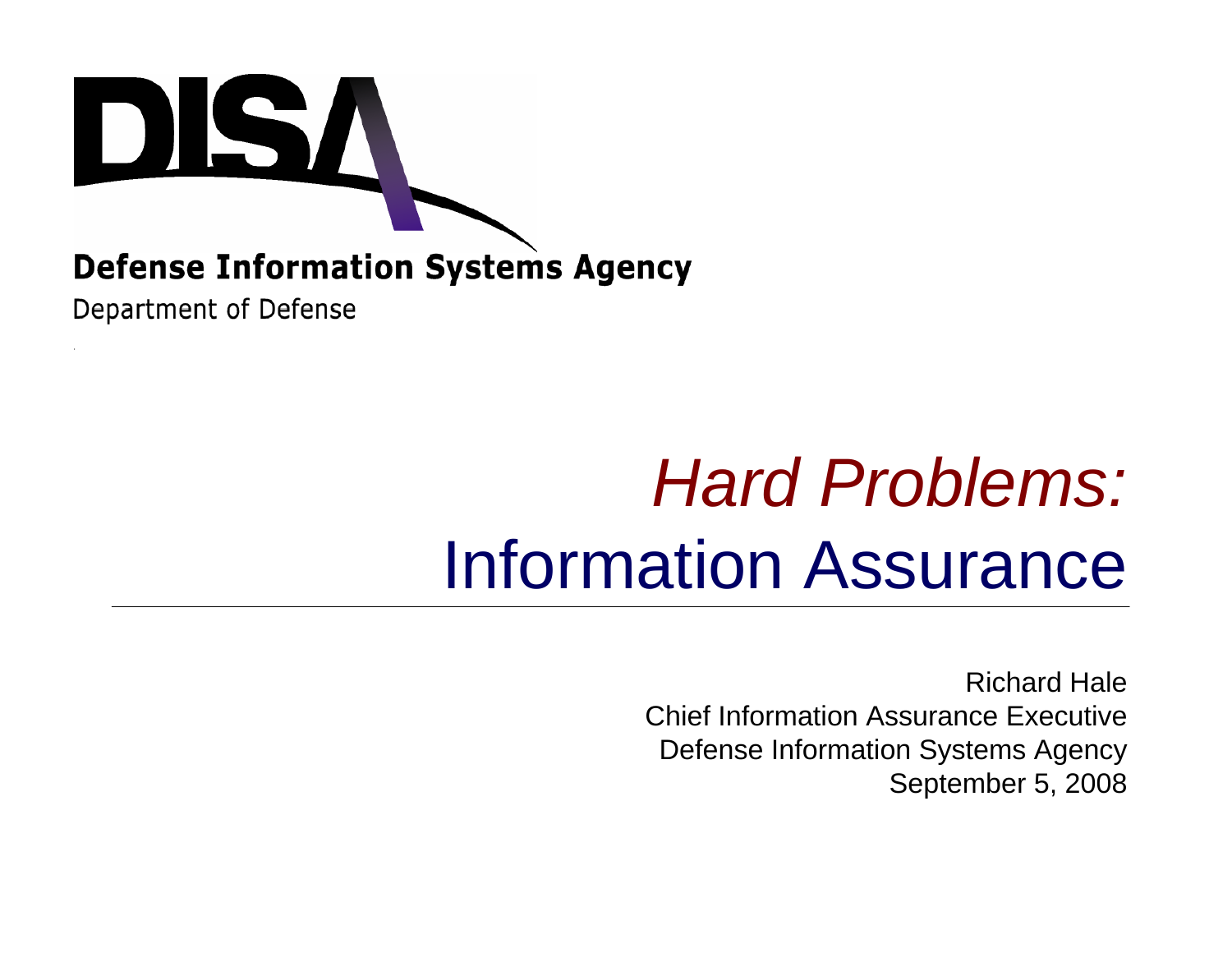DISA

**Defense Information Systems Agency**

Department of Defense

# *Hard Problems:* Information Assurance

Richard Hale
Chief Information Assurance Executive
Defense Information Systems Agency
September 5, 2008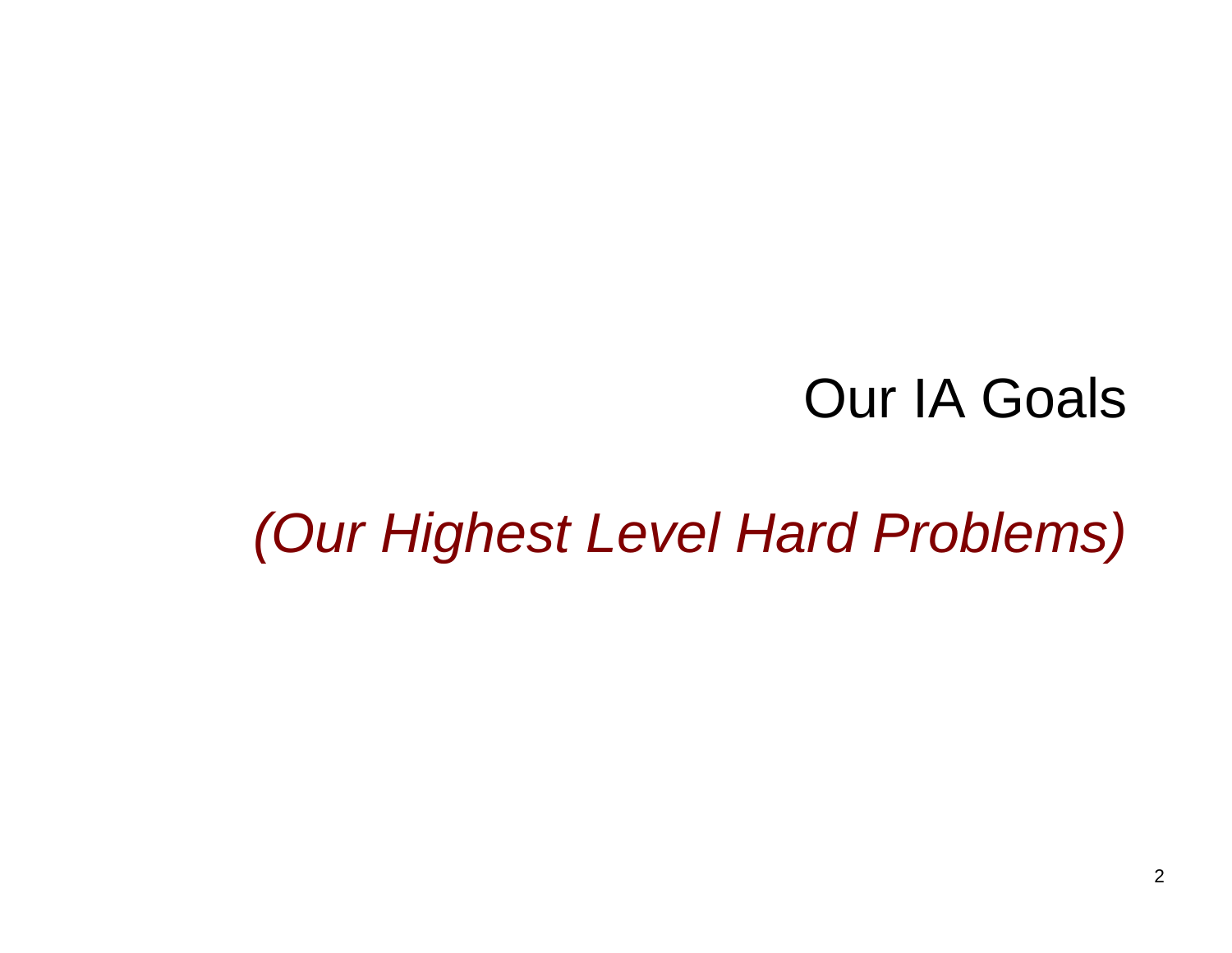# Our IA Goals

*(Our Highest Level Hard Problems)*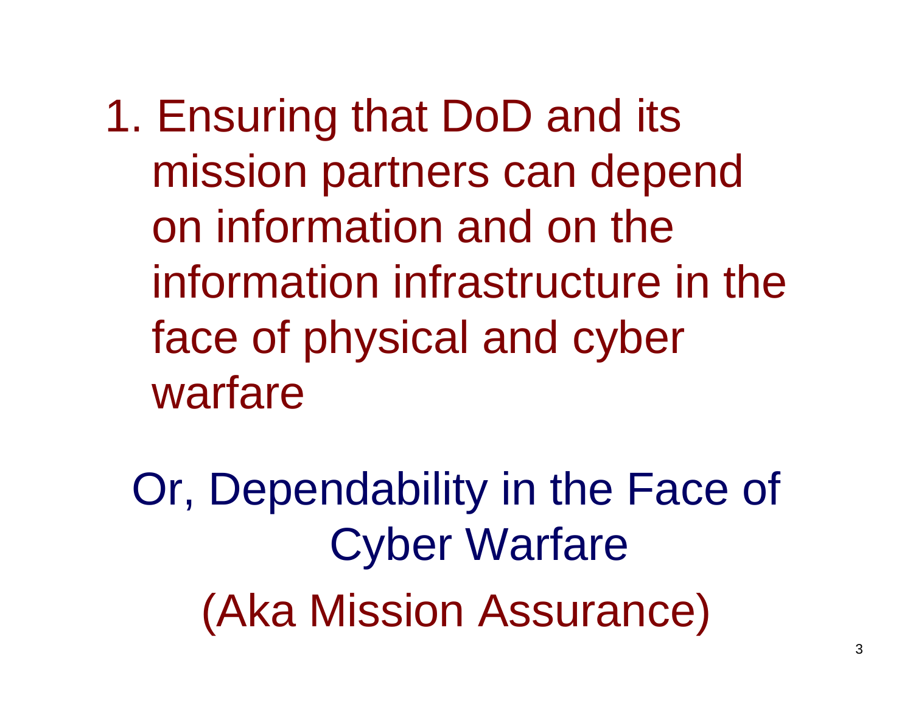1. Ensuring that DoD and its mission partners can depend on information and on the information infrastructure in the face of physical and cyber warfare

Or, Dependability in the Face of Cyber Warfare

(Aka Mission Assurance)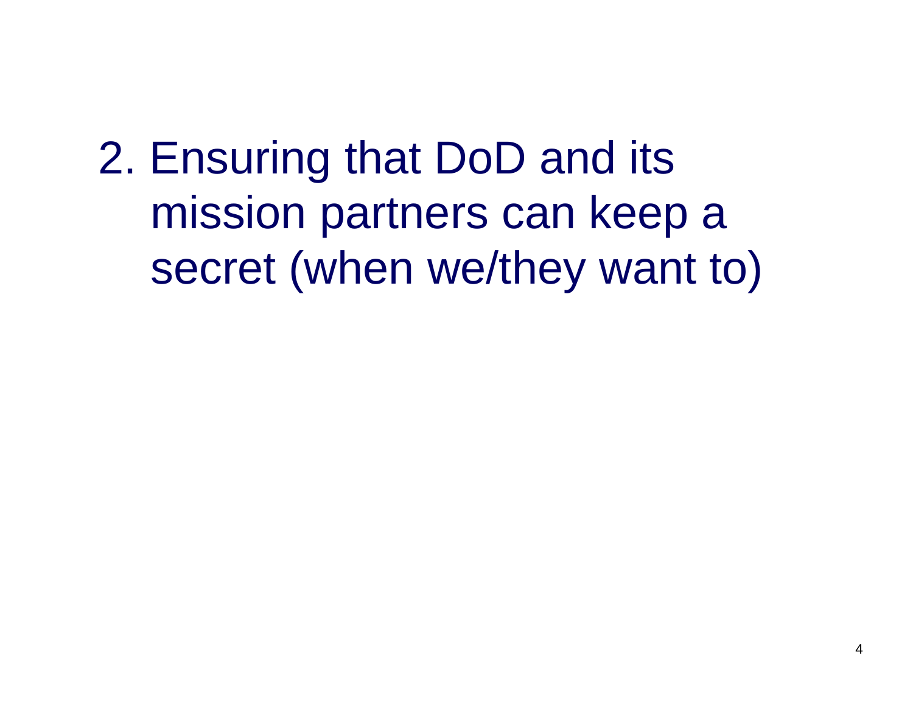2. Ensuring that DoD and its mission partners can keep a secret (when we/they want to)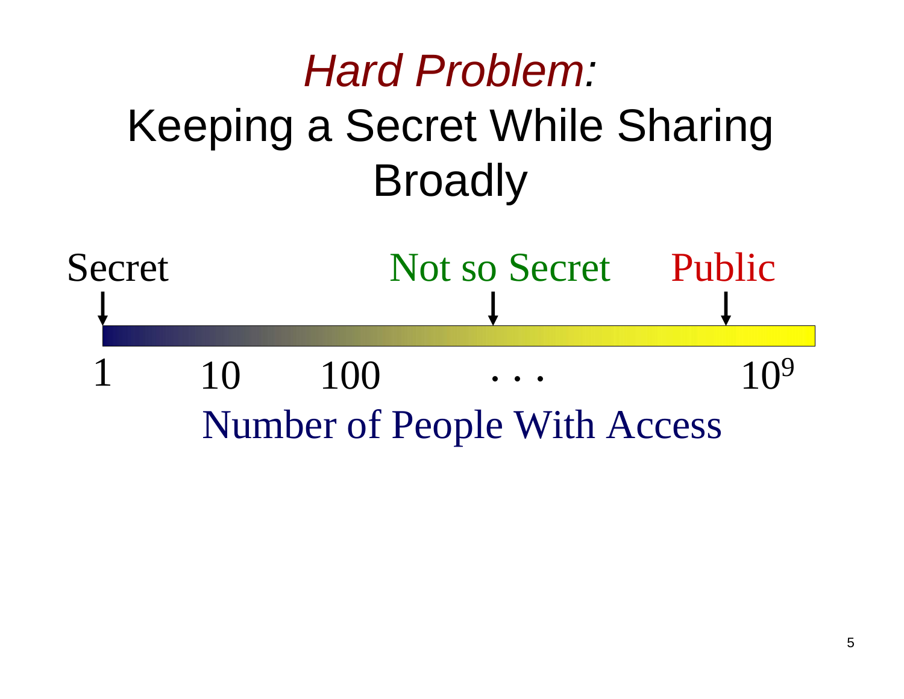# *Hard Problem:* Keeping a Secret While Sharing Broadly

Secret — Not so Secret — Public

1 — 10 — 100 — . . . — $10^9$

Number of People With Access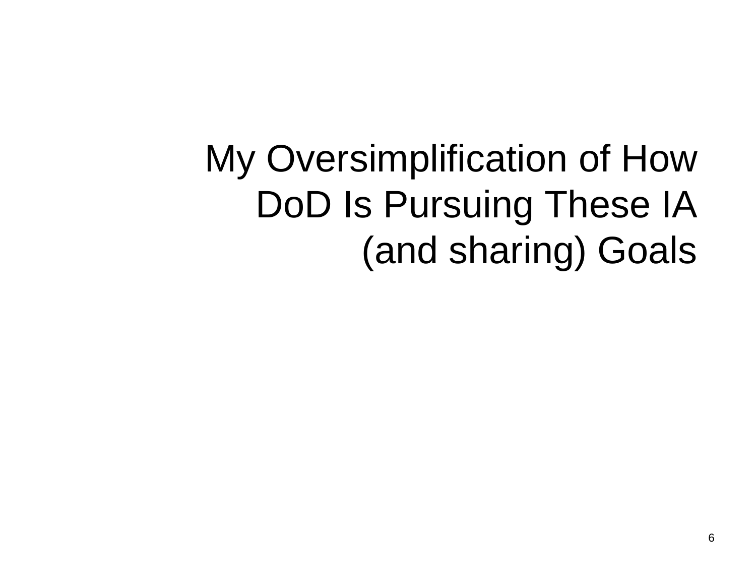# My Oversimplification of How DoD Is Pursuing These IA (and sharing) Goals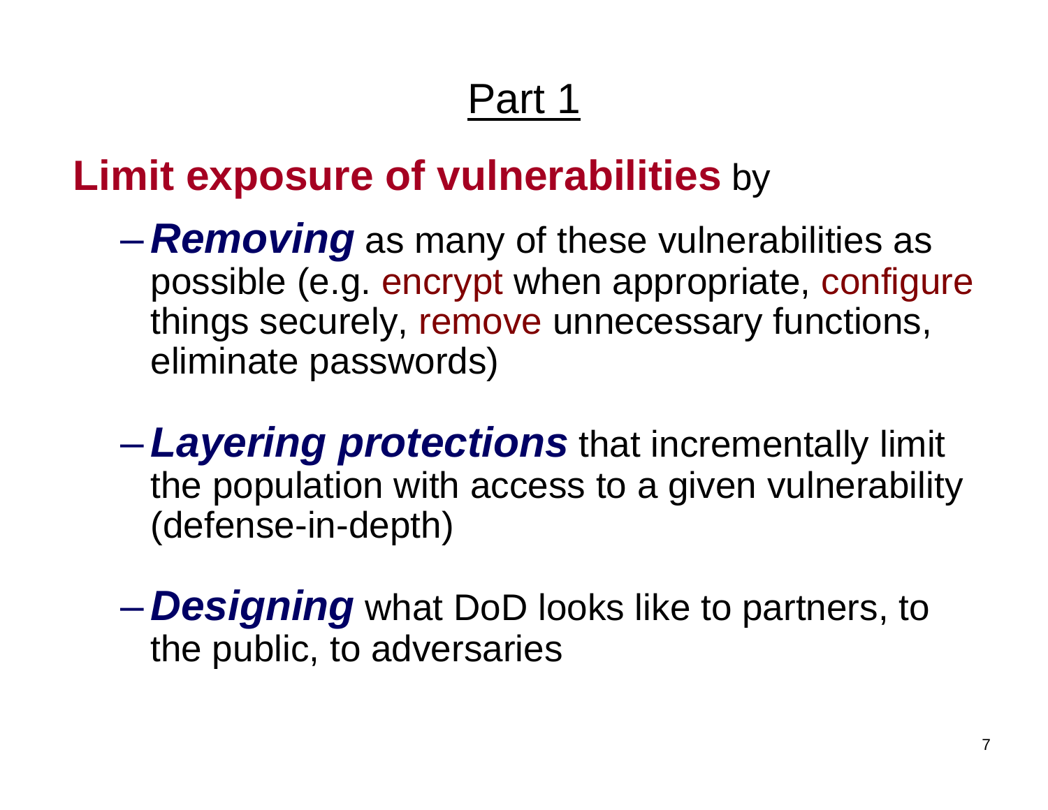# Part 1

**Limit exposure of vulnerabilities** by

- ***Removing*** as many of these vulnerabilities as possible (e.g. encrypt when appropriate, configure things securely, remove unnecessary functions, eliminate passwords)
- ***Layering protections*** that incrementally limit the population with access to a given vulnerability (defense-in-depth)
- ***Designing*** what DoD looks like to partners, to the public, to adversaries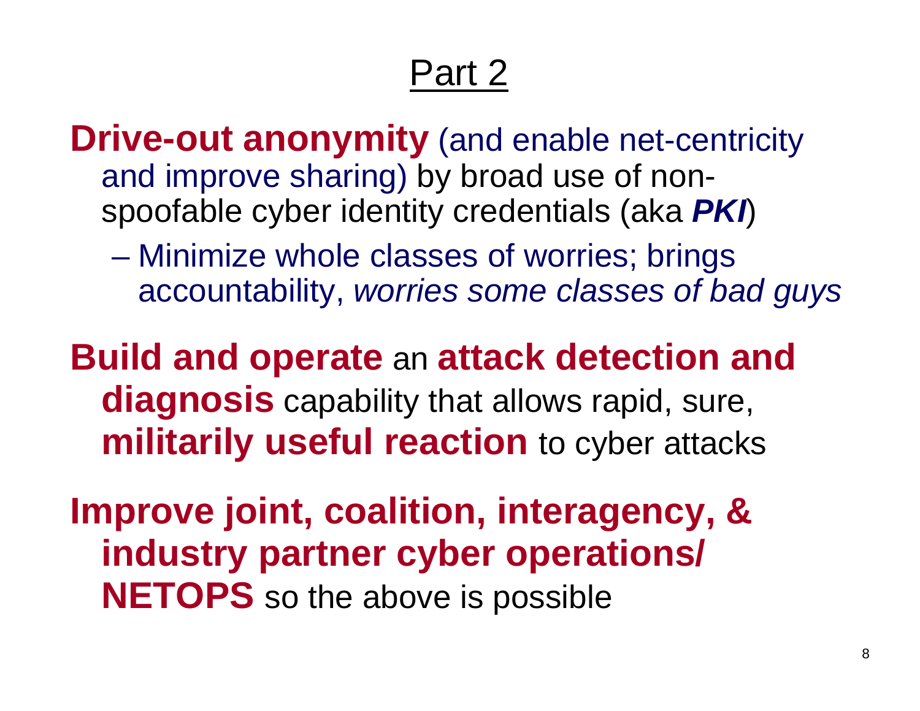# Part 2

**Drive-out anonymity** (and enable net-centricity and improve sharing) by broad use of non-spoofable cyber identity credentials (aka ***PKI***)

- Minimize whole classes of worries; brings accountability, *worries some classes of bad guys*

**Build and operate** an **attack detection and diagnosis** capability that allows rapid, sure, **militarily useful reaction** to cyber attacks

**Improve joint, coalition, interagency, & industry partner cyber operations/ NETOPS** so the above is possible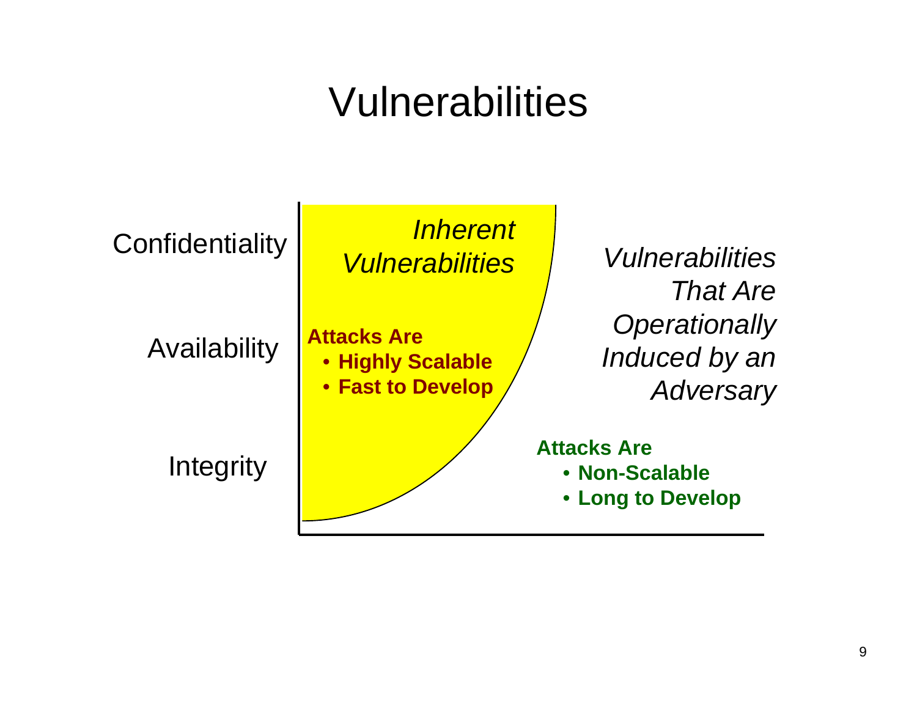# Vulnerabilities

Confidentiality

Availability

Integrity

*Inherent Vulnerabilities*

**Attacks Are**
- **Highly Scalable**
- **Fast to Develop**

*Vulnerabilities That Are Operationally Induced by an Adversary*

**Attacks Are**
- **Non-Scalable**
- **Long to Develop**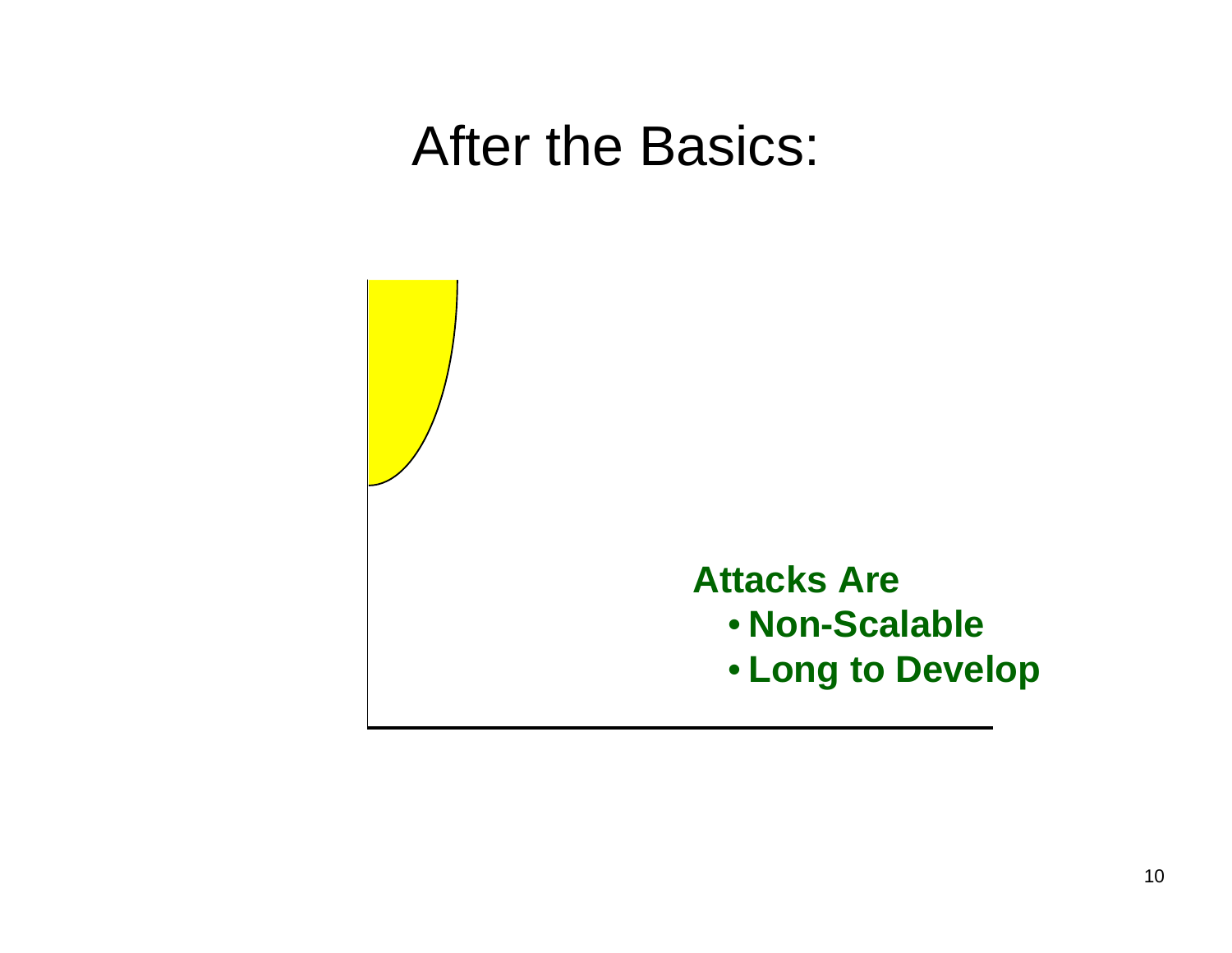# After the Basics:

**Attacks Are**

- **Non-Scalable**
- **Long to Develop**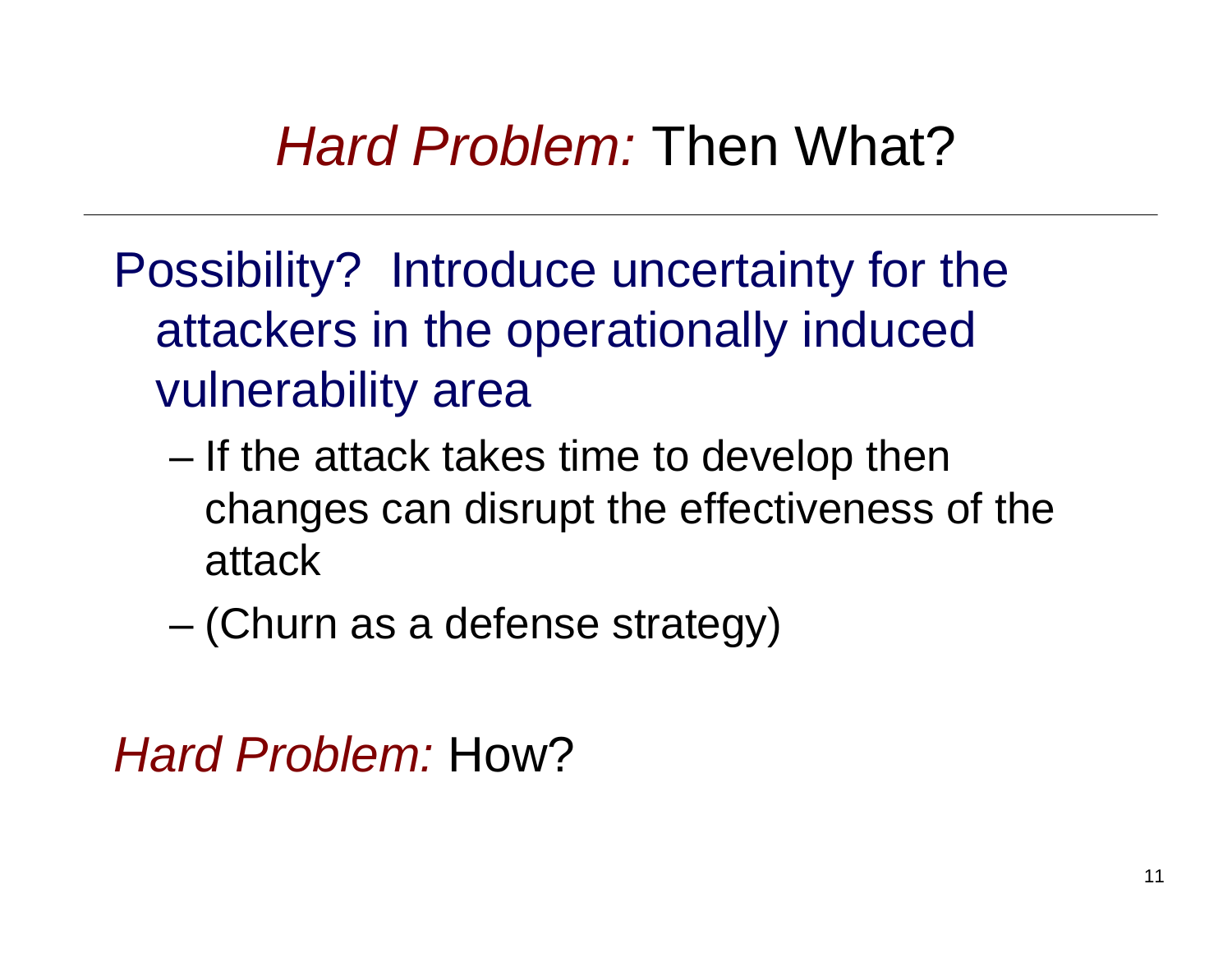# *Hard Problem:* Then What?

Possibility? Introduce uncertainty for the attackers in the operationally induced vulnerability area

- If the attack takes time to develop then changes can disrupt the effectiveness of the attack
- (Churn as a defense strategy)

*Hard Problem:* How?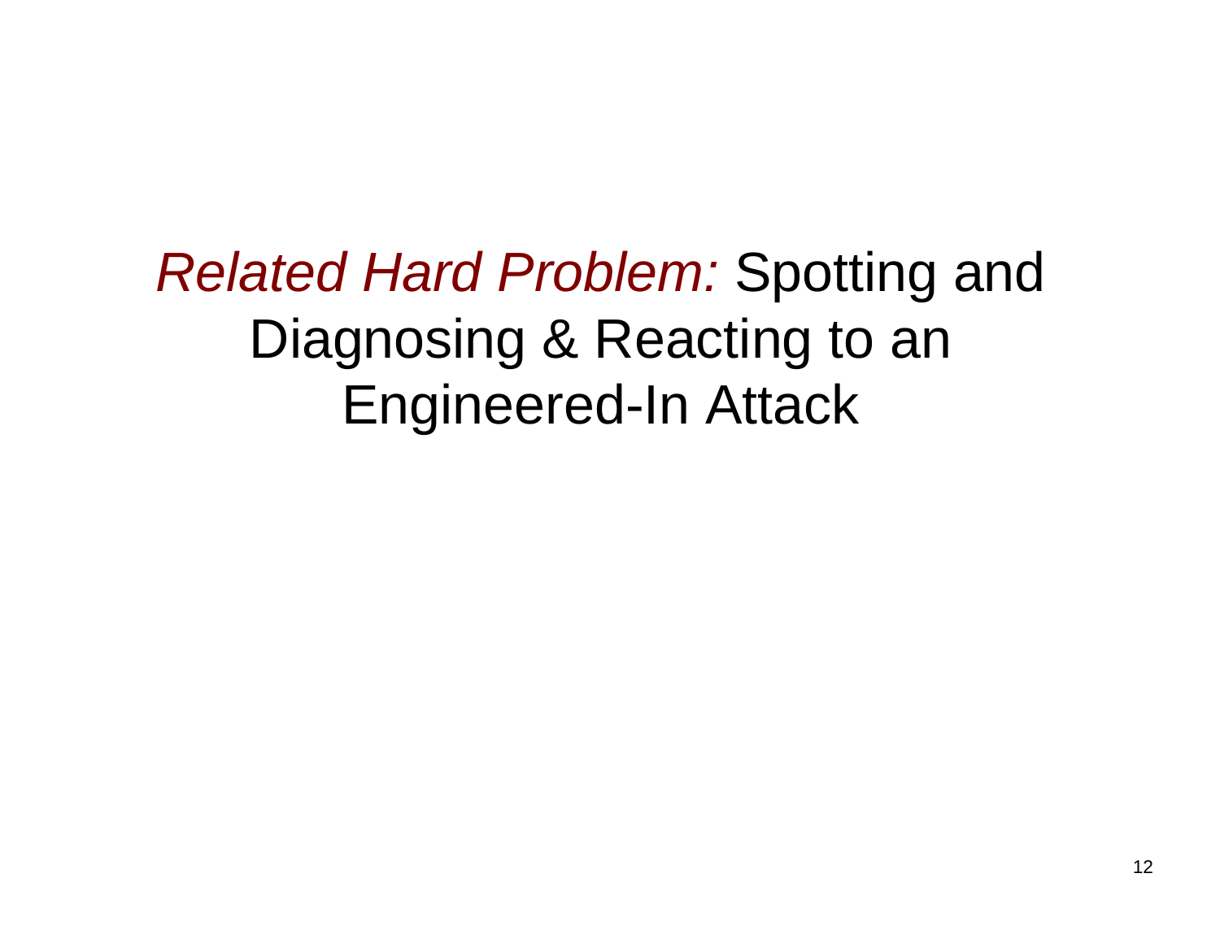# *Related Hard Problem:* Spotting and Diagnosing & Reacting to an Engineered-In Attack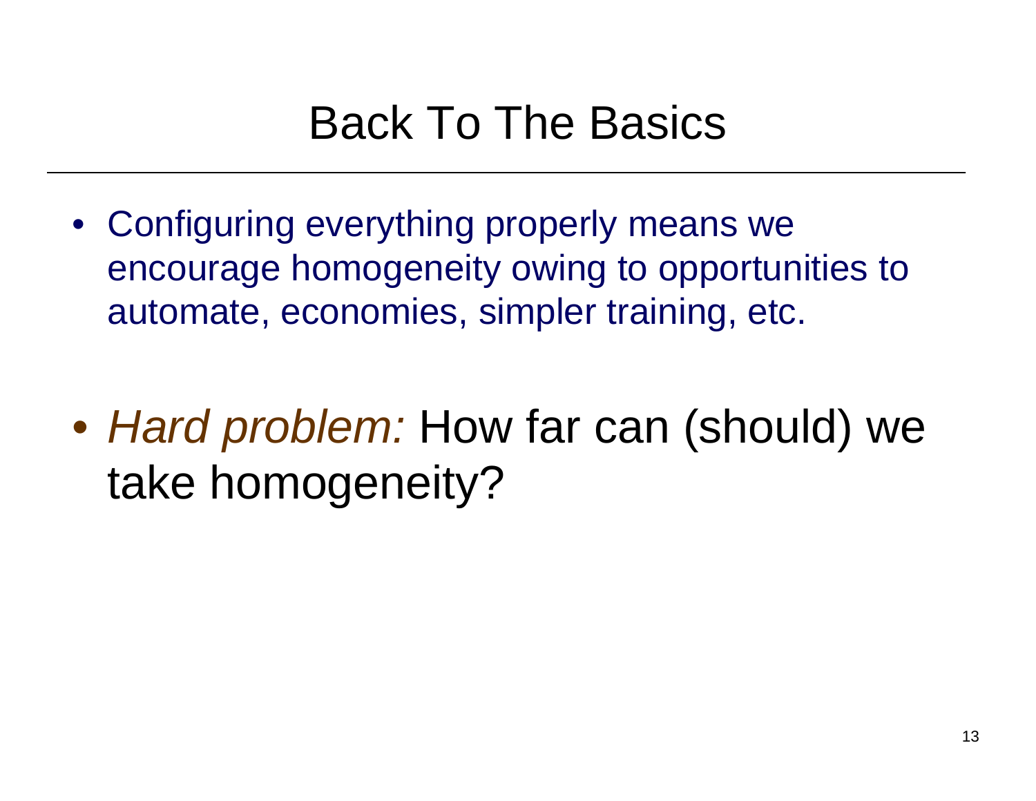# Back To The Basics

- Configuring everything properly means we encourage homogeneity owing to opportunities to automate, economies, simpler training, etc.

- *Hard problem:* How far can (should) we take homogeneity?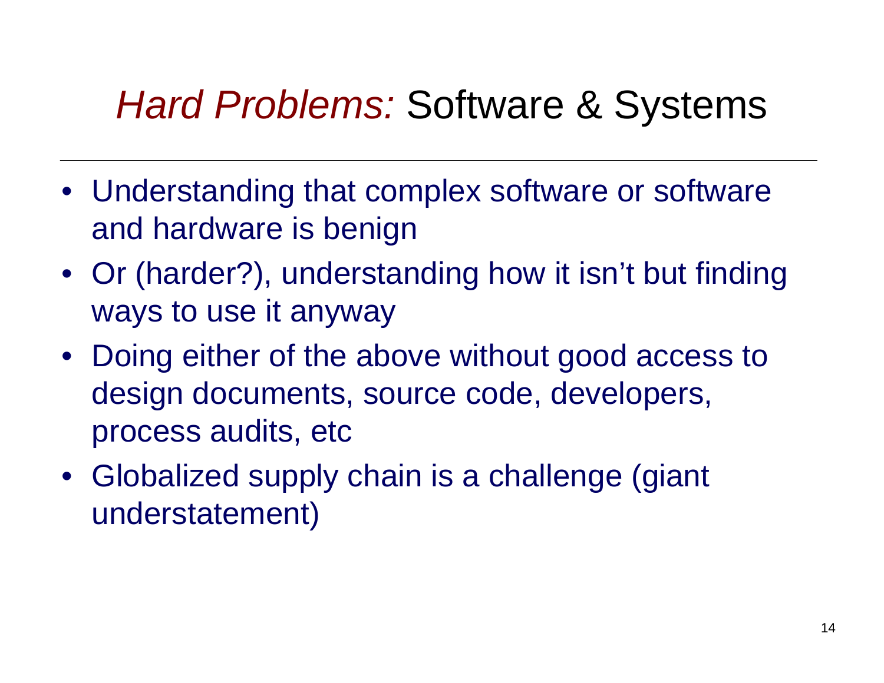# *Hard Problems:* Software & Systems

- Understanding that complex software or software and hardware is benign
- Or (harder?), understanding how it isn't but finding ways to use it anyway
- Doing either of the above without good access to design documents, source code, developers, process audits, etc
- Globalized supply chain is a challenge (giant understatement)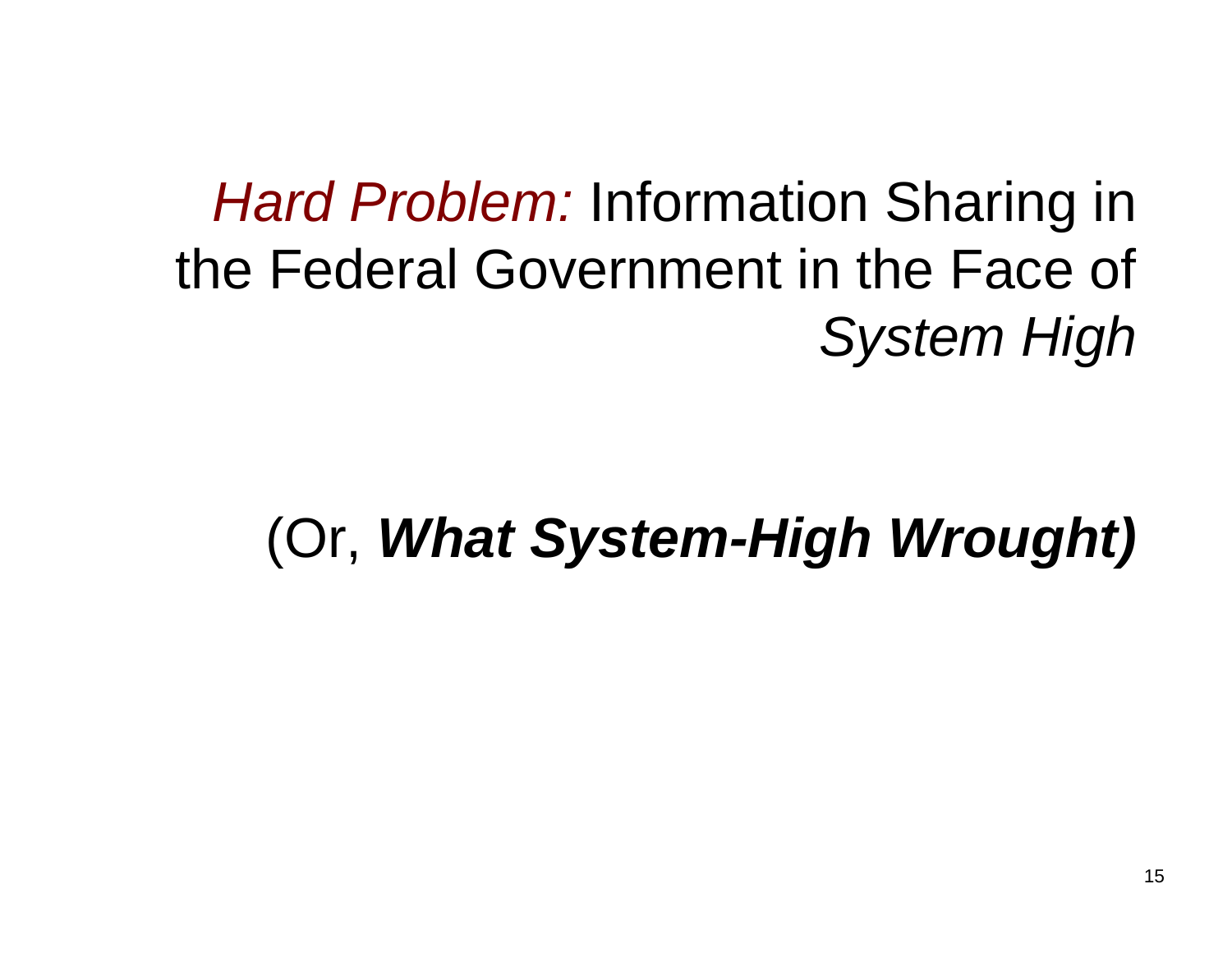# *Hard Problem:* Information Sharing in the Federal Government in the Face of *System High*

## (Or, ***What System-High Wrought)***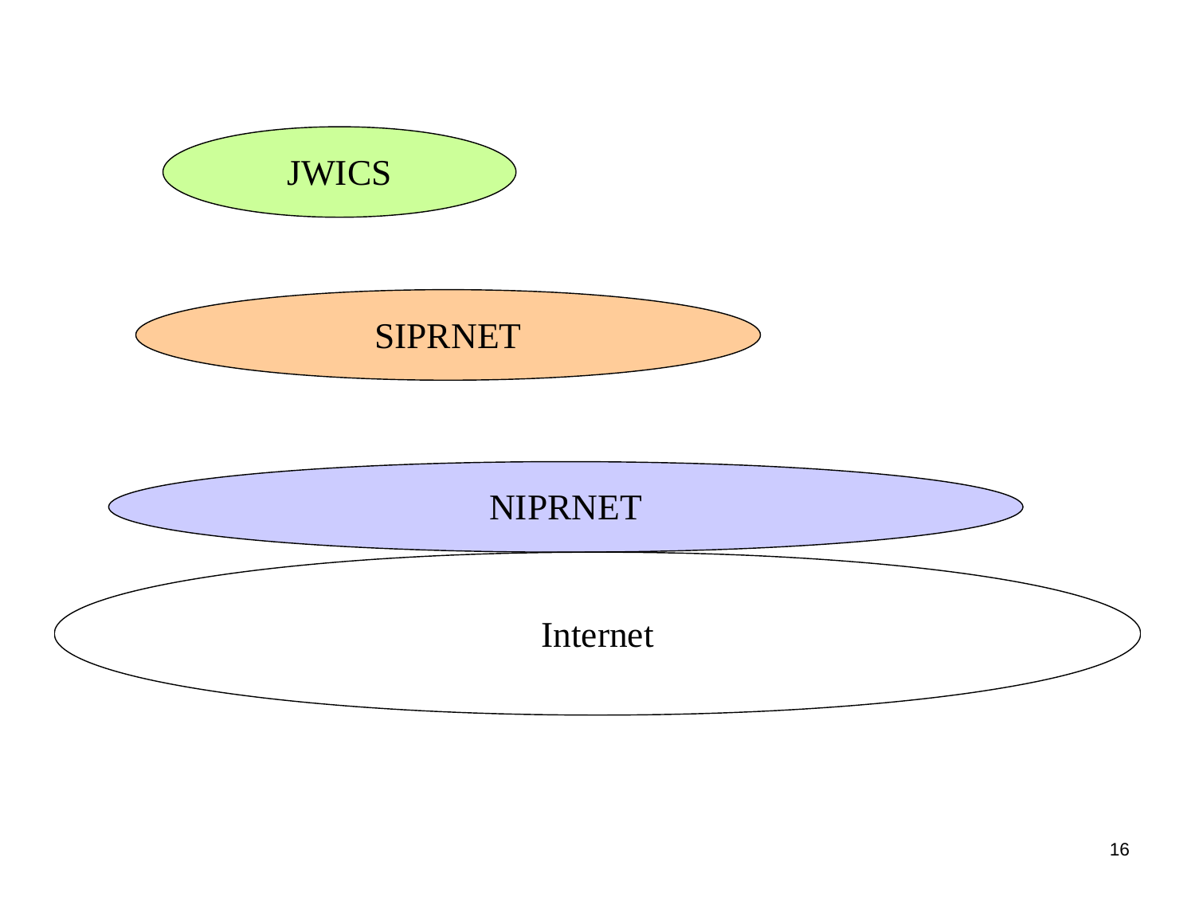JWICS

SIPRNET

NIPRNET

Internet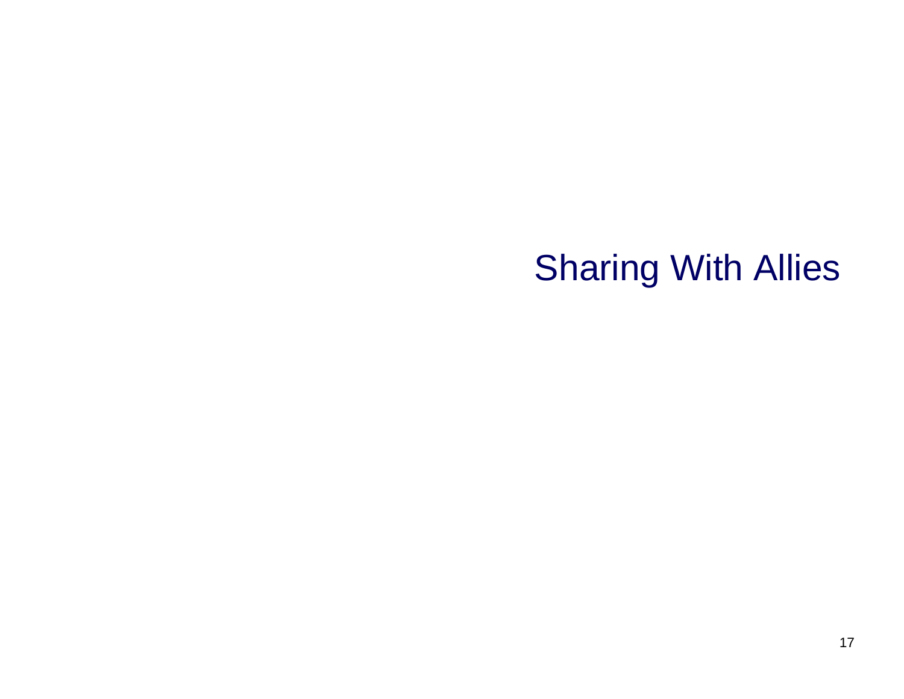# Sharing With Allies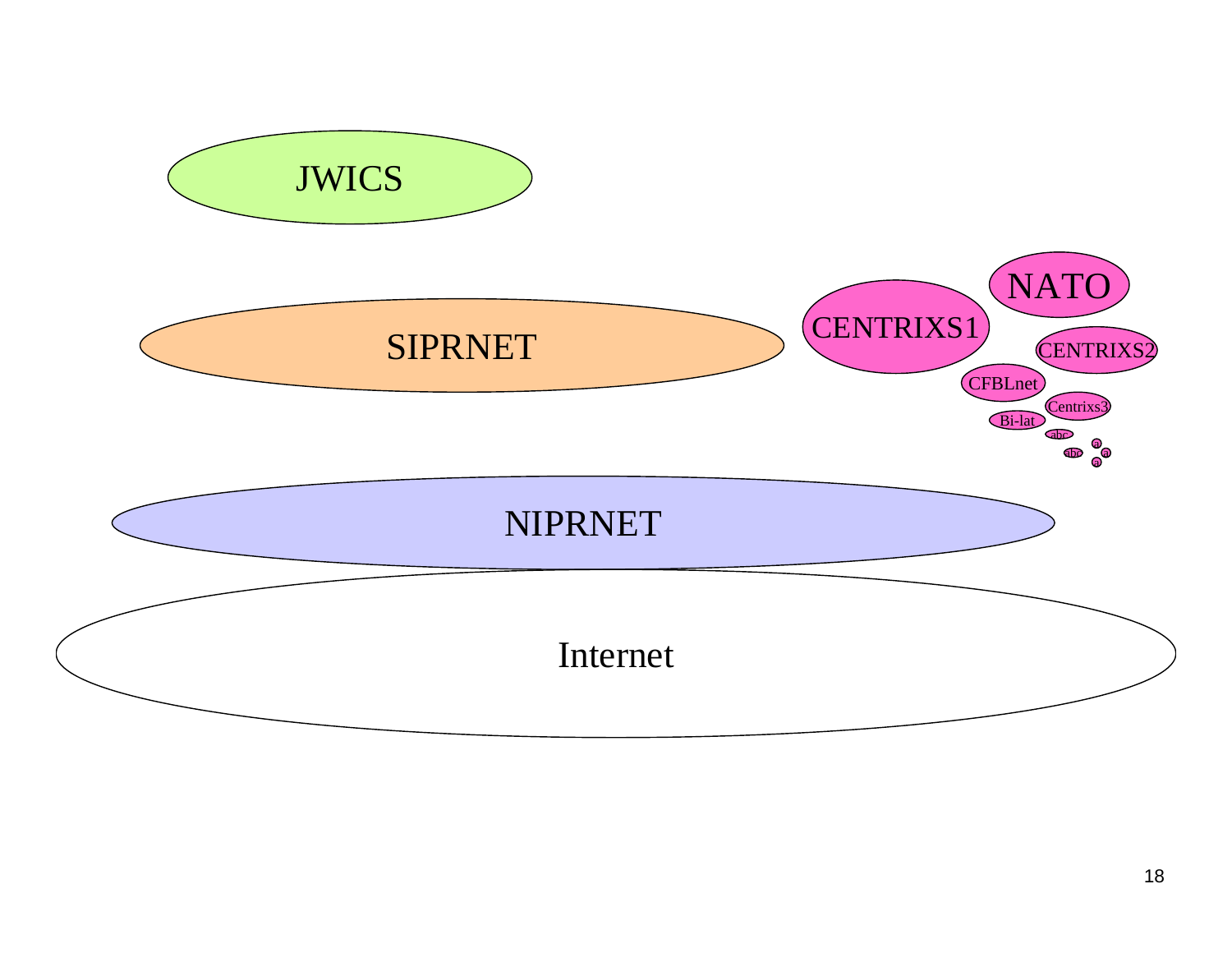JWICS

SIPRNET

CENTRIXS1

NATO

CENTRIXS2

CFBLnet

Centrixs3

Bi-lat

abc

abc

a

a

a

NIPRNET

Internet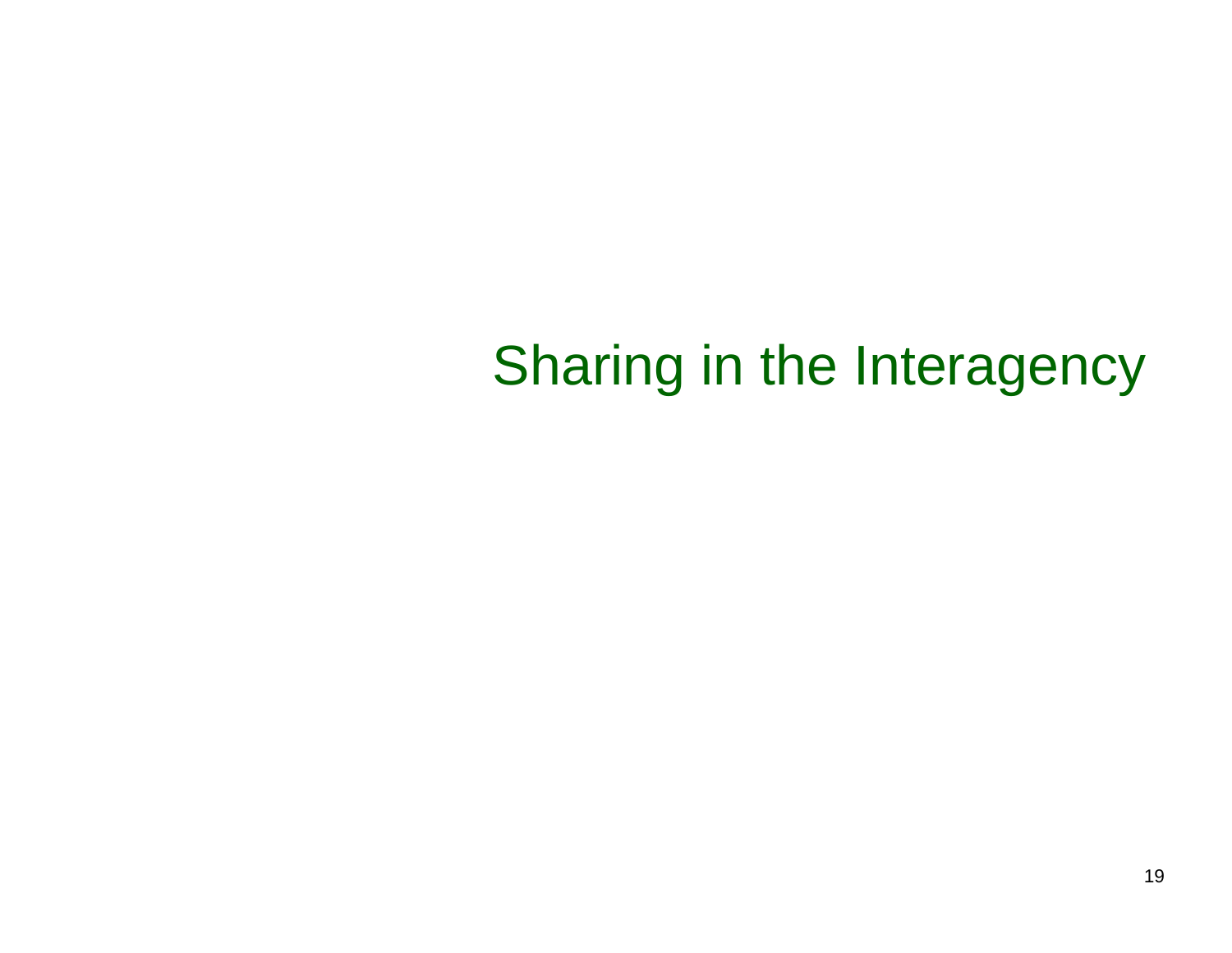# Sharing in the Interagency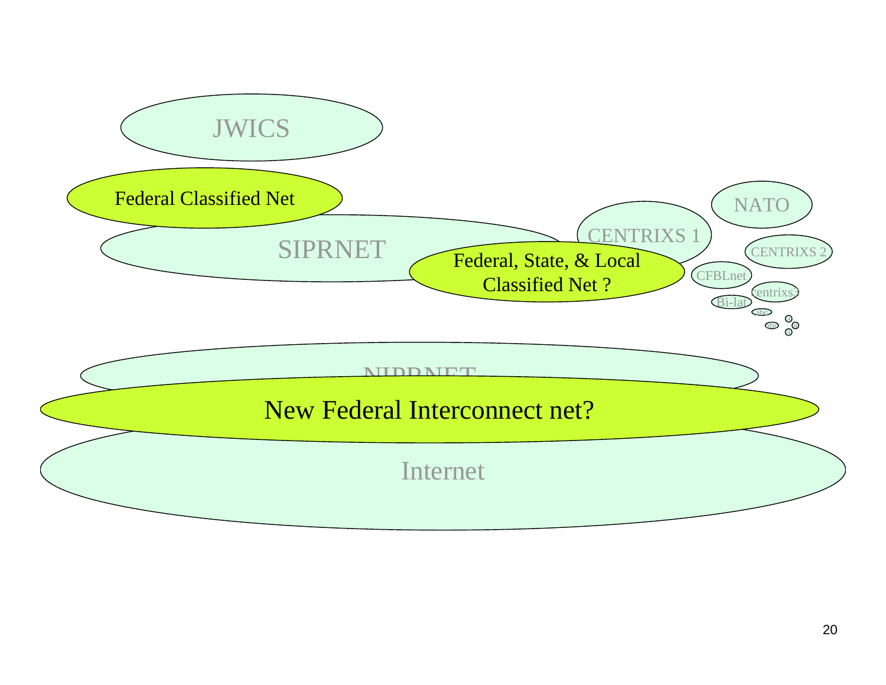JWICS

Federal Classified Net

SIPRNET

Federal, State, & Local Classified Net ?

CENTRIXS 1

NATO

CENTRIXS 2

CFBLnet

centrixs3

Bi-lat

abc

abc

NIPRNET

New Federal Interconnect net?

Internet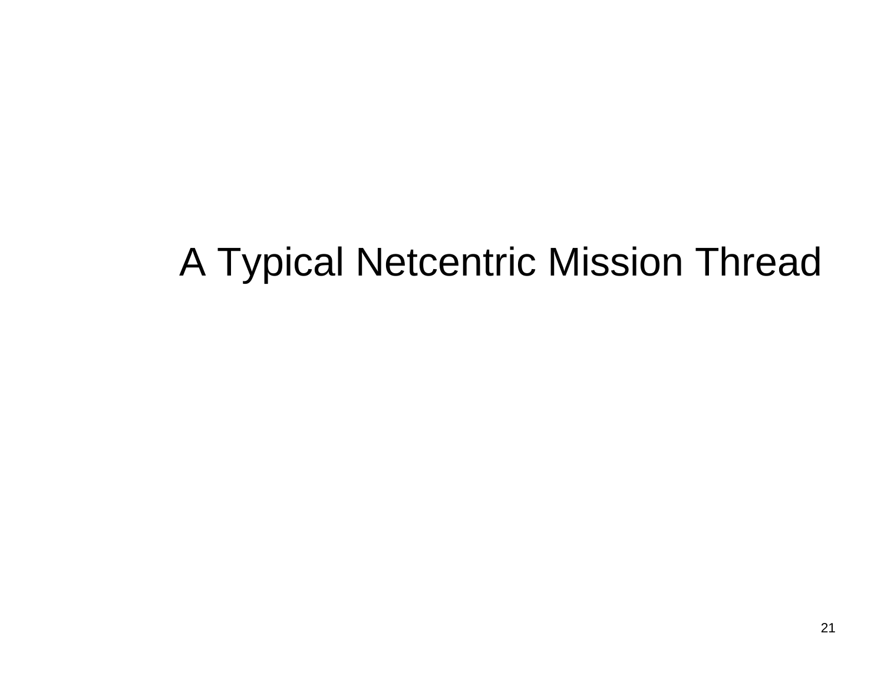# A Typical Netcentric Mission Thread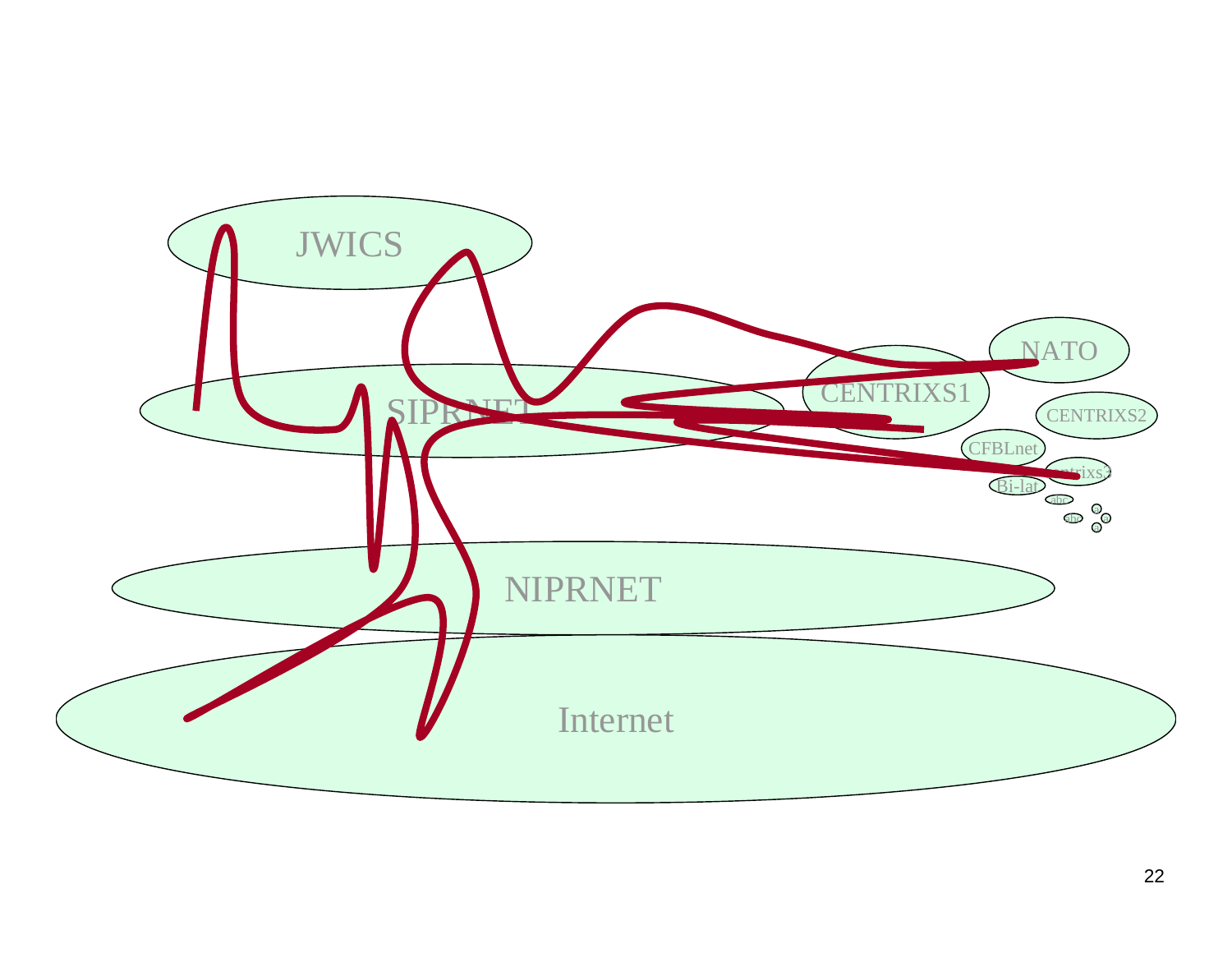JWICS

SIPRNET

NIPRNET

Internet

CENTRIXS1

NATO

CENTRIXS2

CFBLnet

Centrixs3

Bi-lat

abc

abc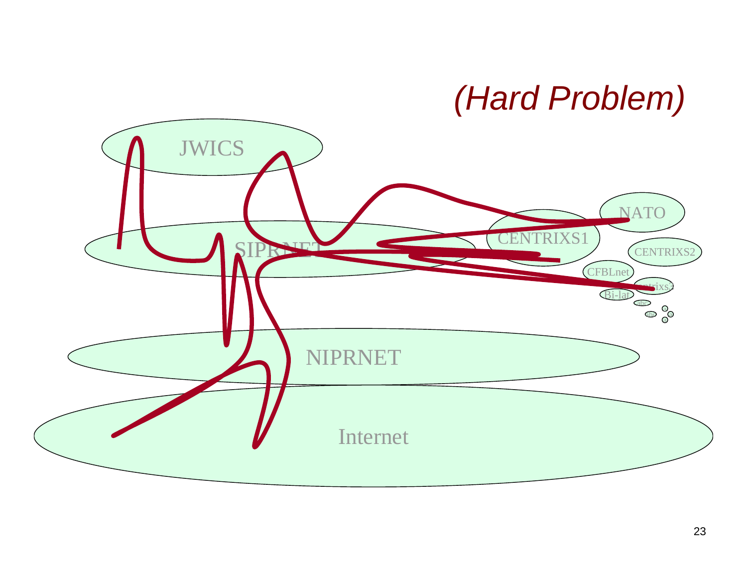# *(Hard Problem)*

JWICS

SIPRNET

CENTRIXS1

NATO

CENTRIXS2

CFBLnet

Centrixs3

Bi-lat

abc

abc

a

a

a

NIPRNET

Internet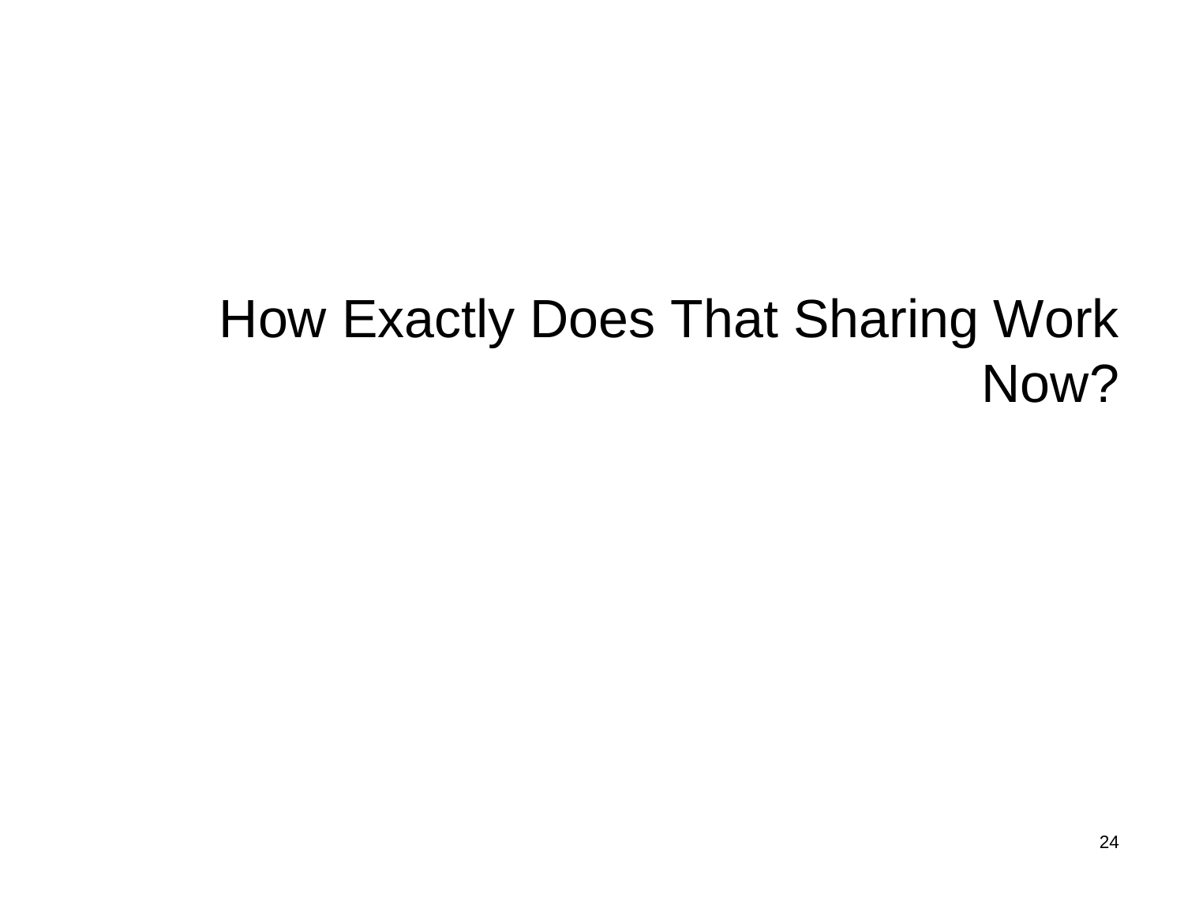# How Exactly Does That Sharing Work Now?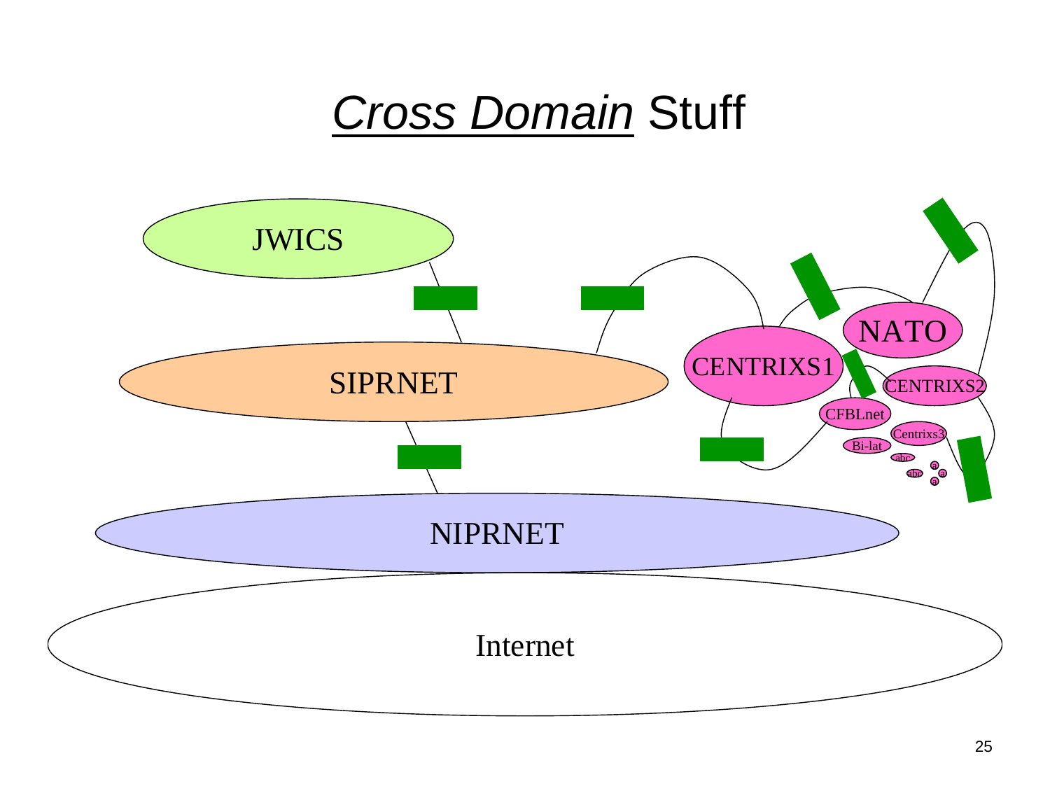# *Cross Domain* Stuff

JWICS

SIPRNET

NIPRNET

Internet

CENTRIXS1

NATO

CENTRIXS2

CFBLnet

Centrixs3

Bi-lat

abc

abc

a

a

a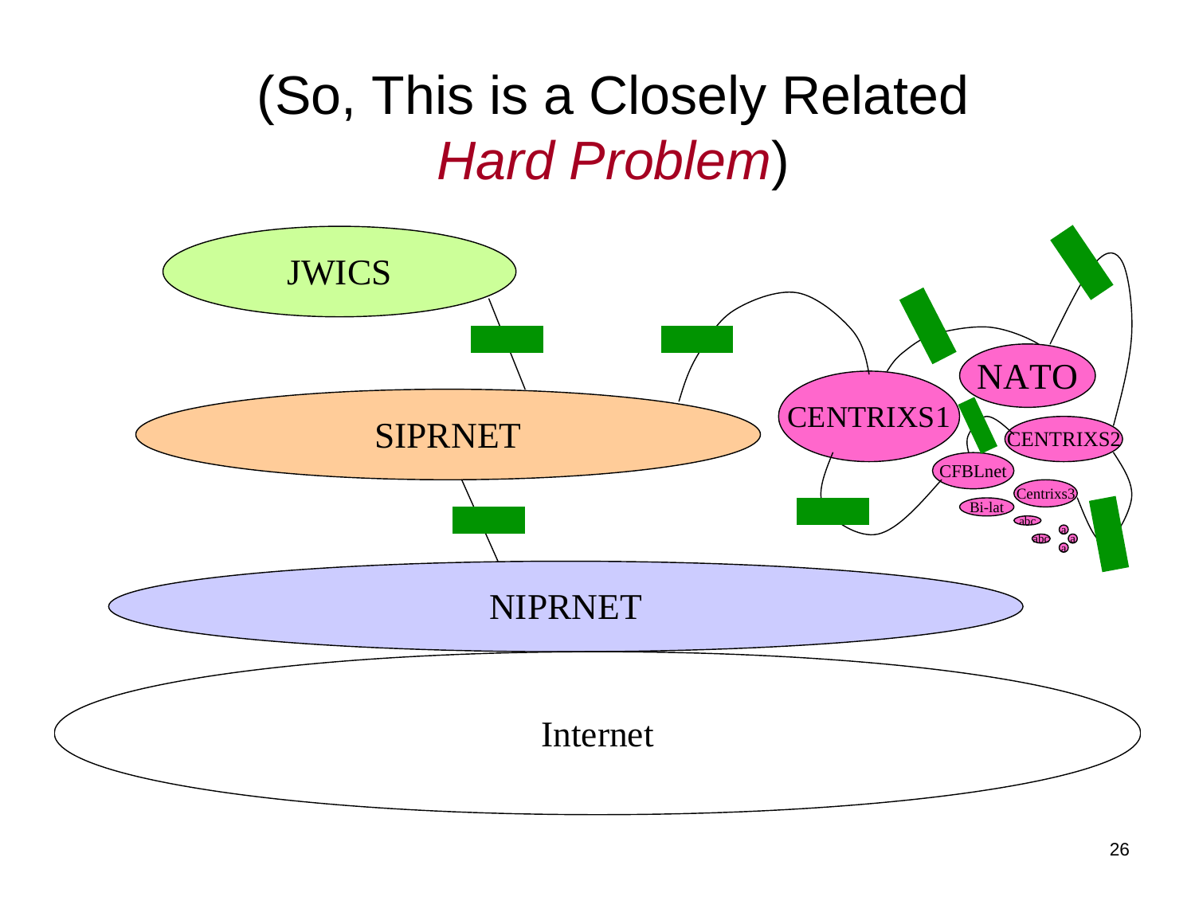# (So, This is a Closely Related *Hard Problem*)

JWICS

SIPRNET

NIPRNET

Internet

CENTRIXS1

NATO

CENTRIXS2

CFBLnet

Centrixs3

Bi-lat

abc

abc

a

a

a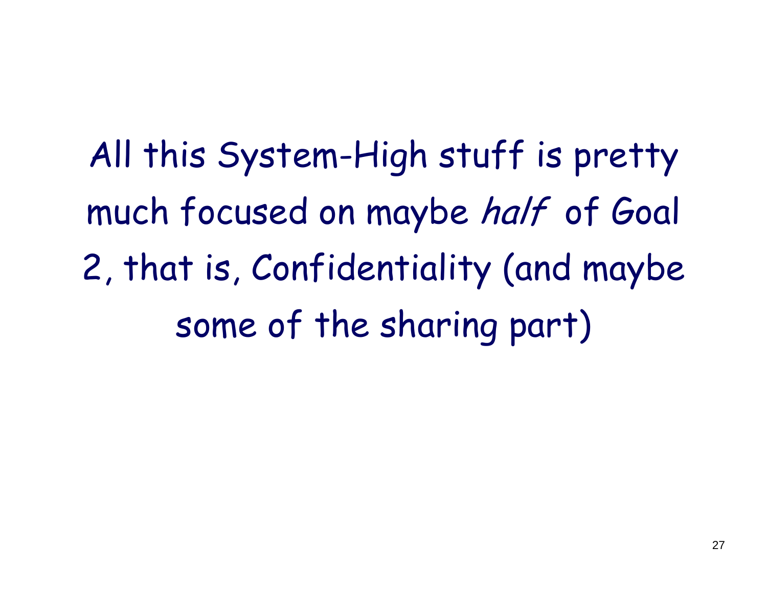All this System-High stuff is pretty much focused on maybe *half* of Goal 2, that is, Confidentiality (and maybe some of the sharing part)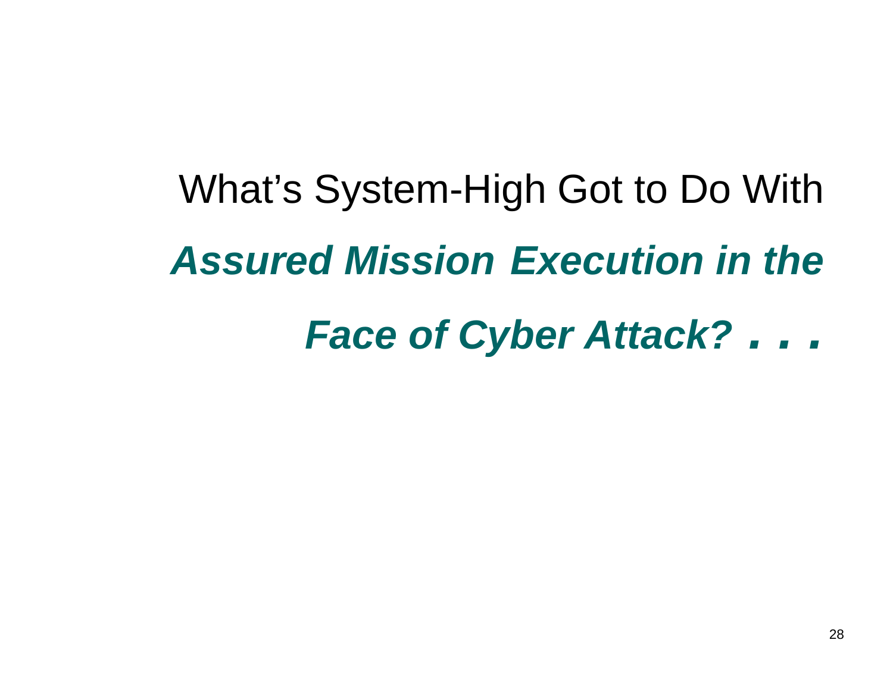# What's System-High Got to Do With ***Assured Mission Execution in the Face of Cyber Attack? . . .***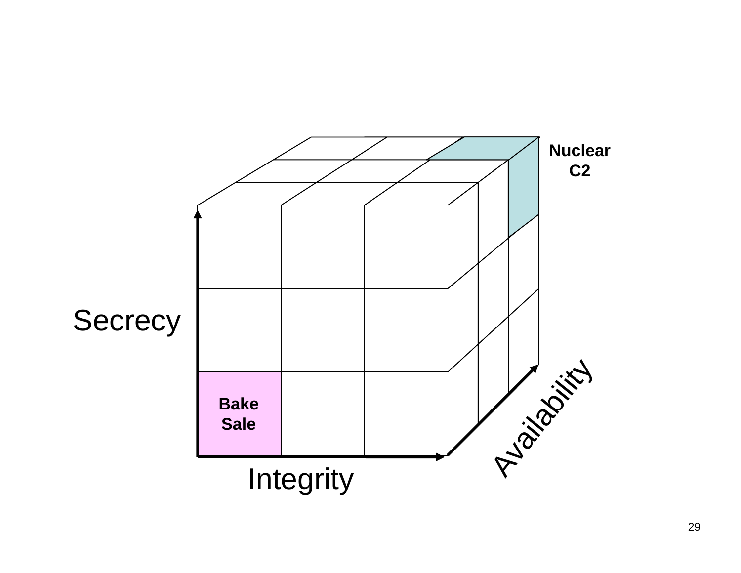Nuclear C2

Secrecy

Bake Sale

Integrity

Availability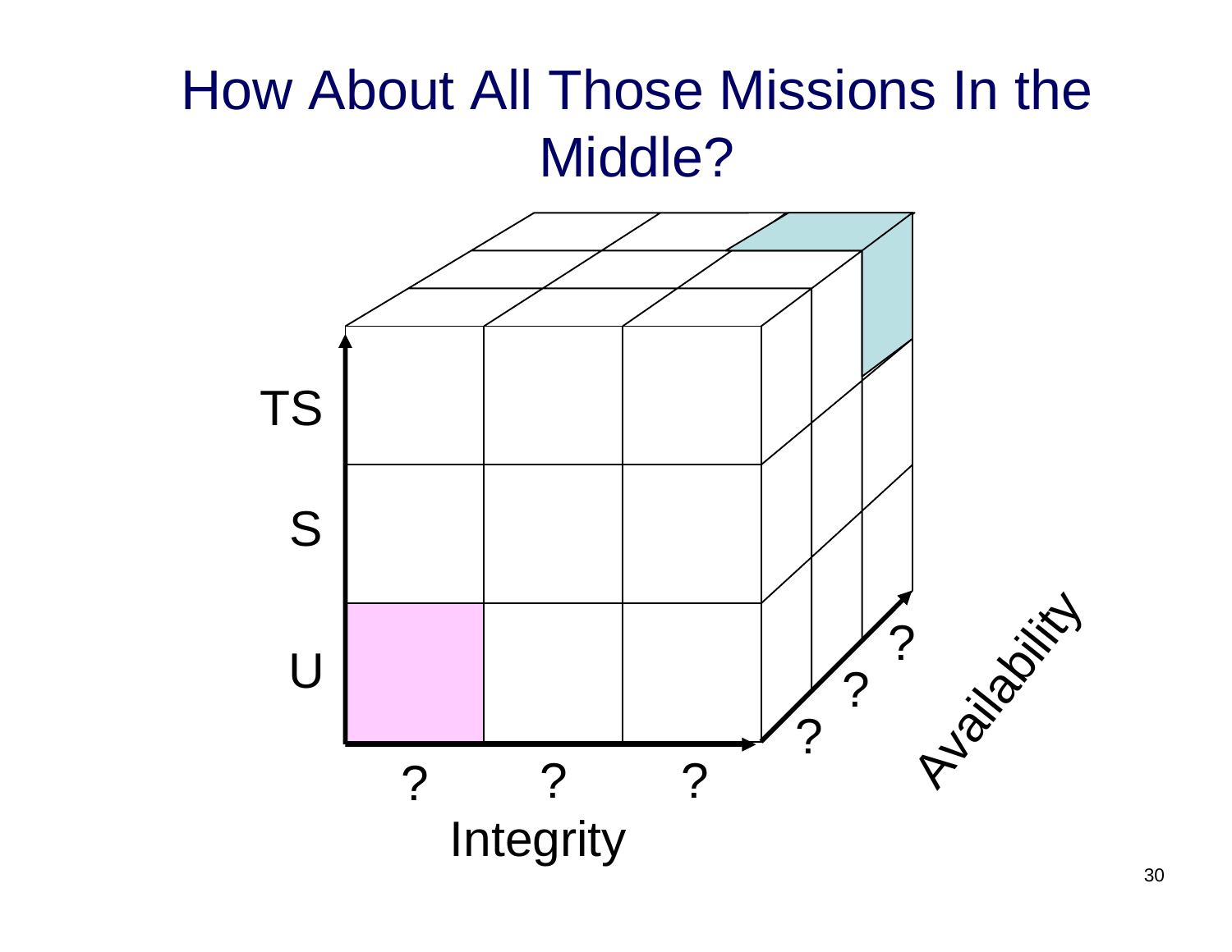# How About All Those Missions In the Middle?

TS

S

U

? ? ?

Integrity

? ? ?

Availability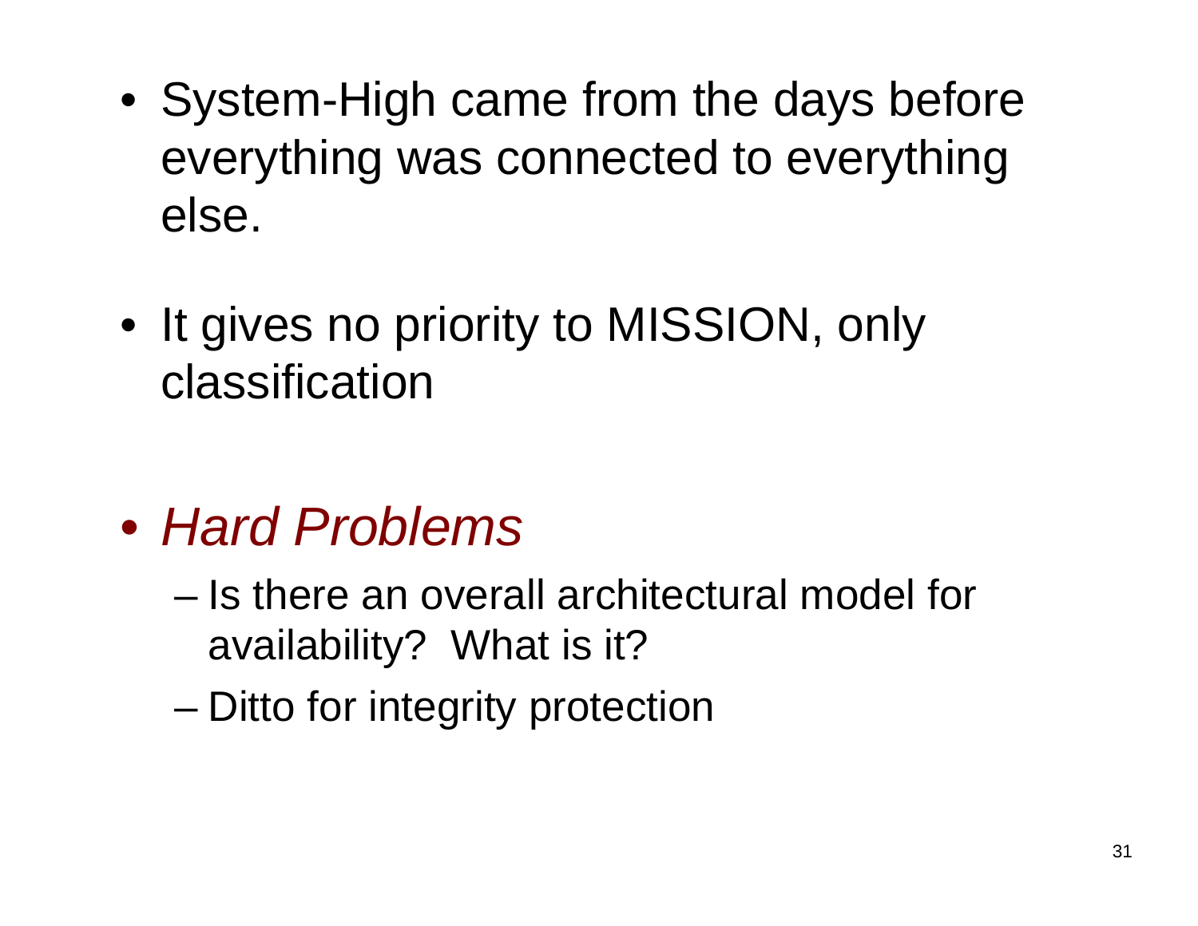- System-High came from the days before everything was connected to everything else.

- It gives no priority to MISSION, only classification

- *Hard Problems*
  - Is there an overall architectural model for availability?  What is it?
  - Ditto for integrity protection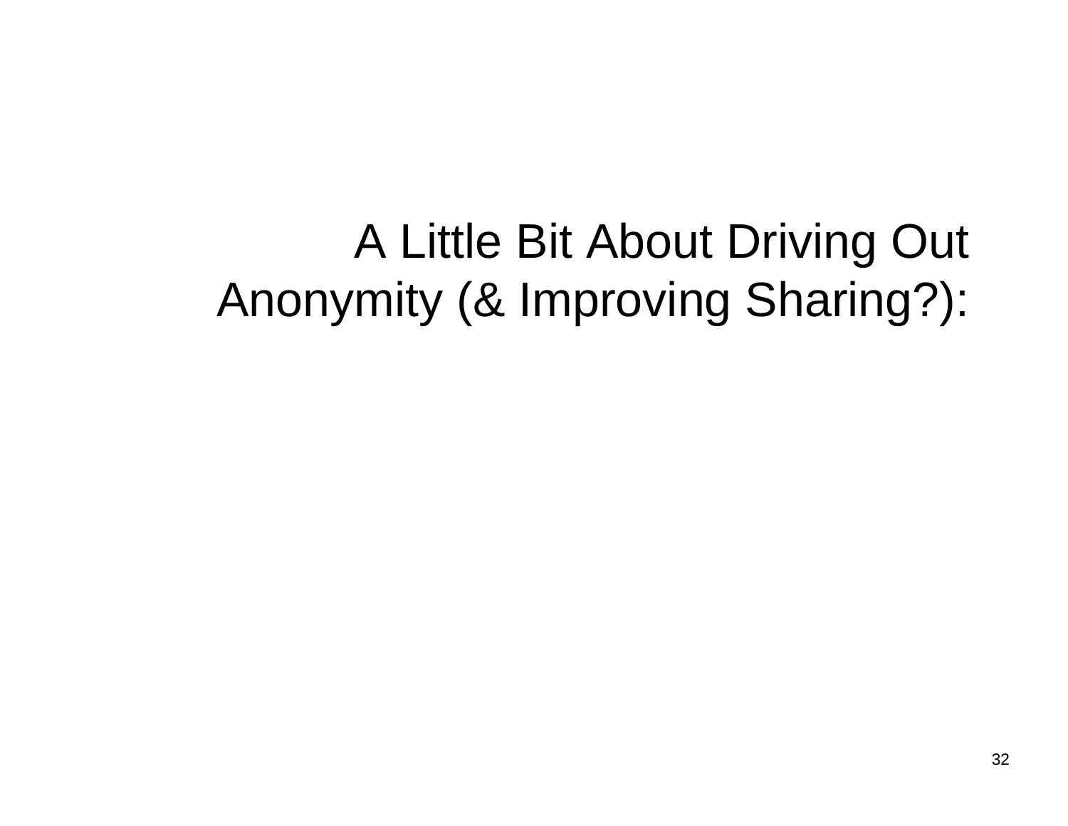# A Little Bit About Driving Out Anonymity (& Improving Sharing?):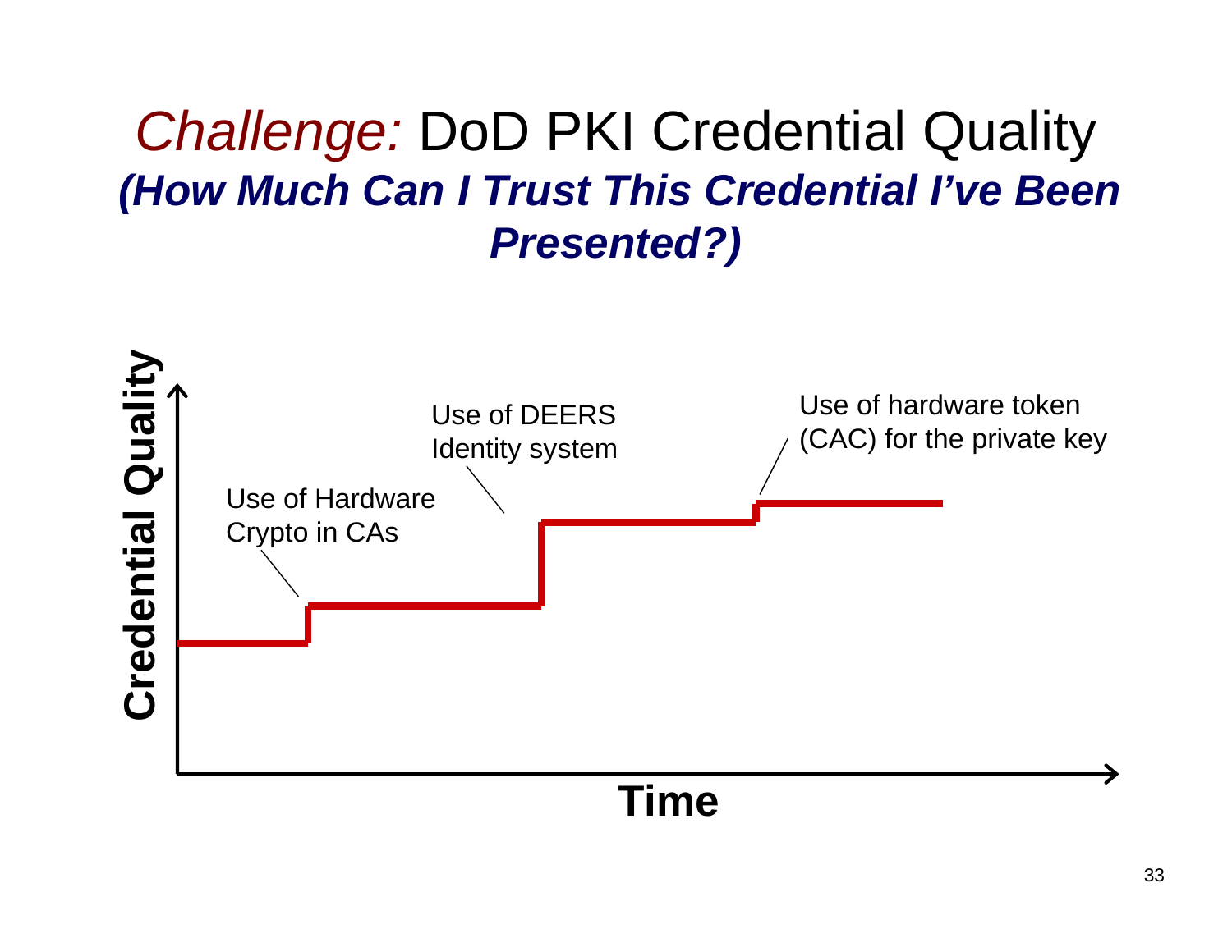# *Challenge:* DoD PKI Credential Quality

## *(How Much Can I Trust This Credential I've Been Presented?)*

**Credential Quality**

Use of Hardware Crypto in CAs

Use of DEERS Identity system

Use of hardware token (CAC) for the private key

**Time**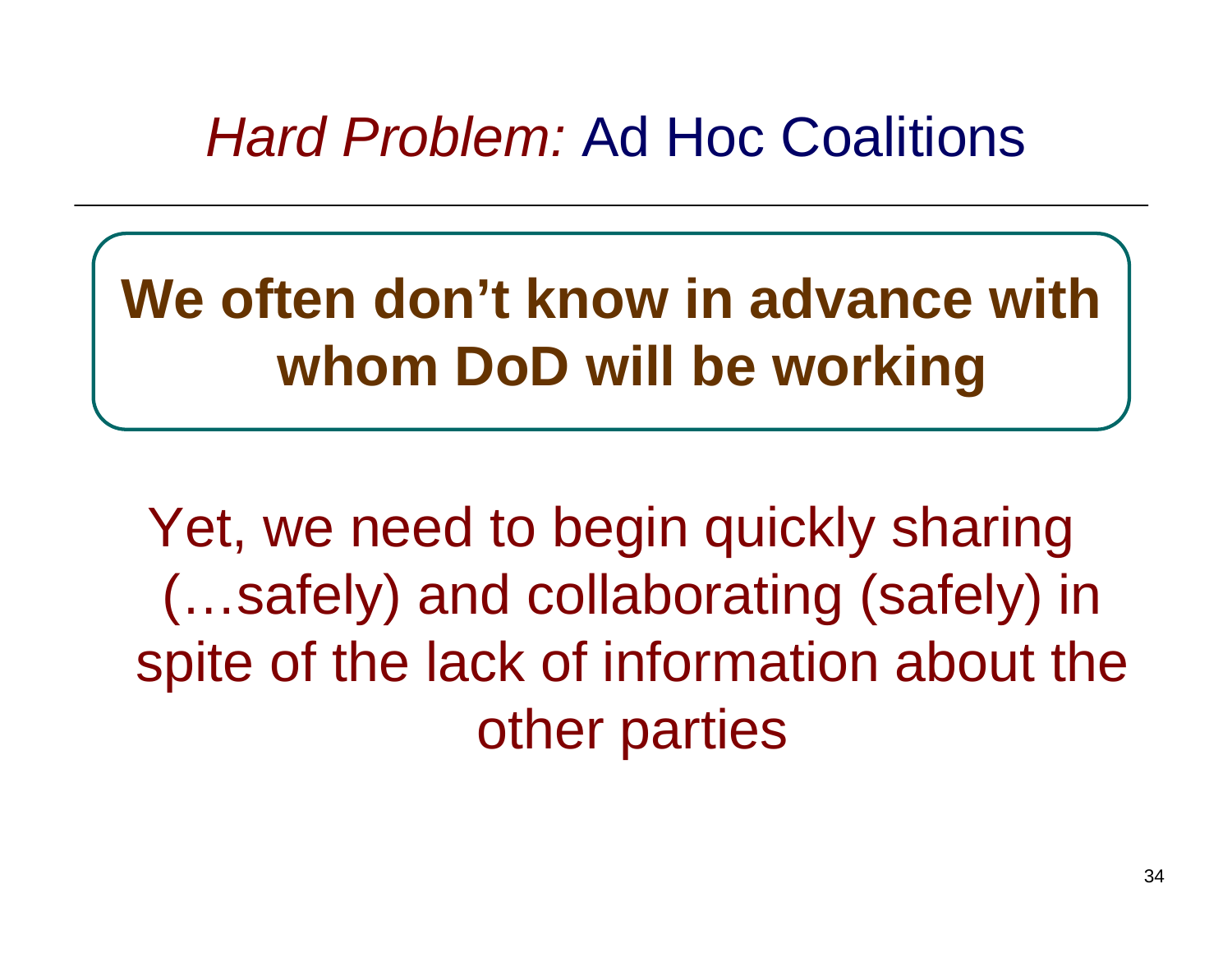# *Hard Problem:* Ad Hoc Coalitions

**We often don't know in advance with whom DoD will be working**

Yet, we need to begin quickly sharing (…safely) and collaborating (safely) in spite of the lack of information about the other parties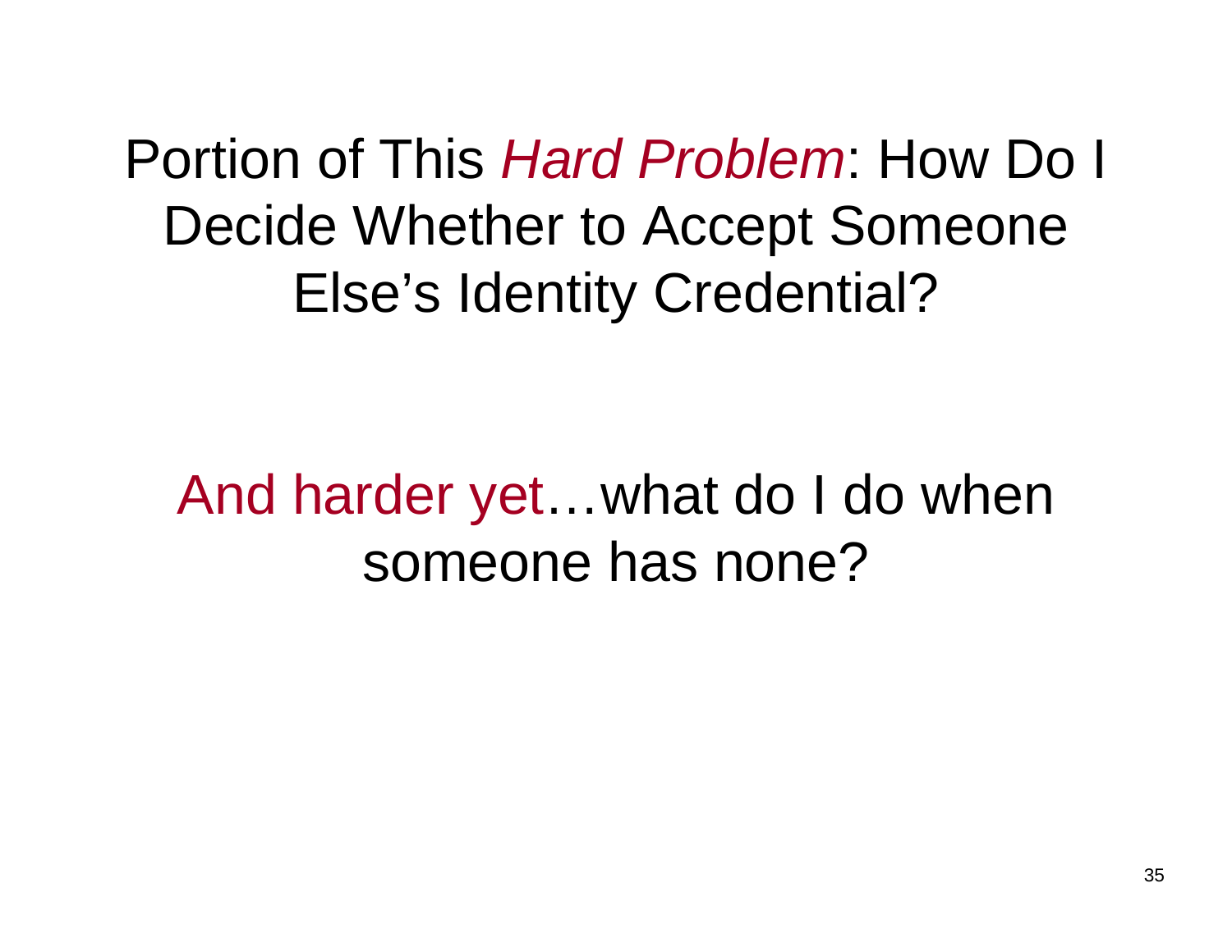# Portion of This *Hard Problem*: How Do I Decide Whether to Accept Someone Else's Identity Credential?

And harder yet…what do I do when someone has none?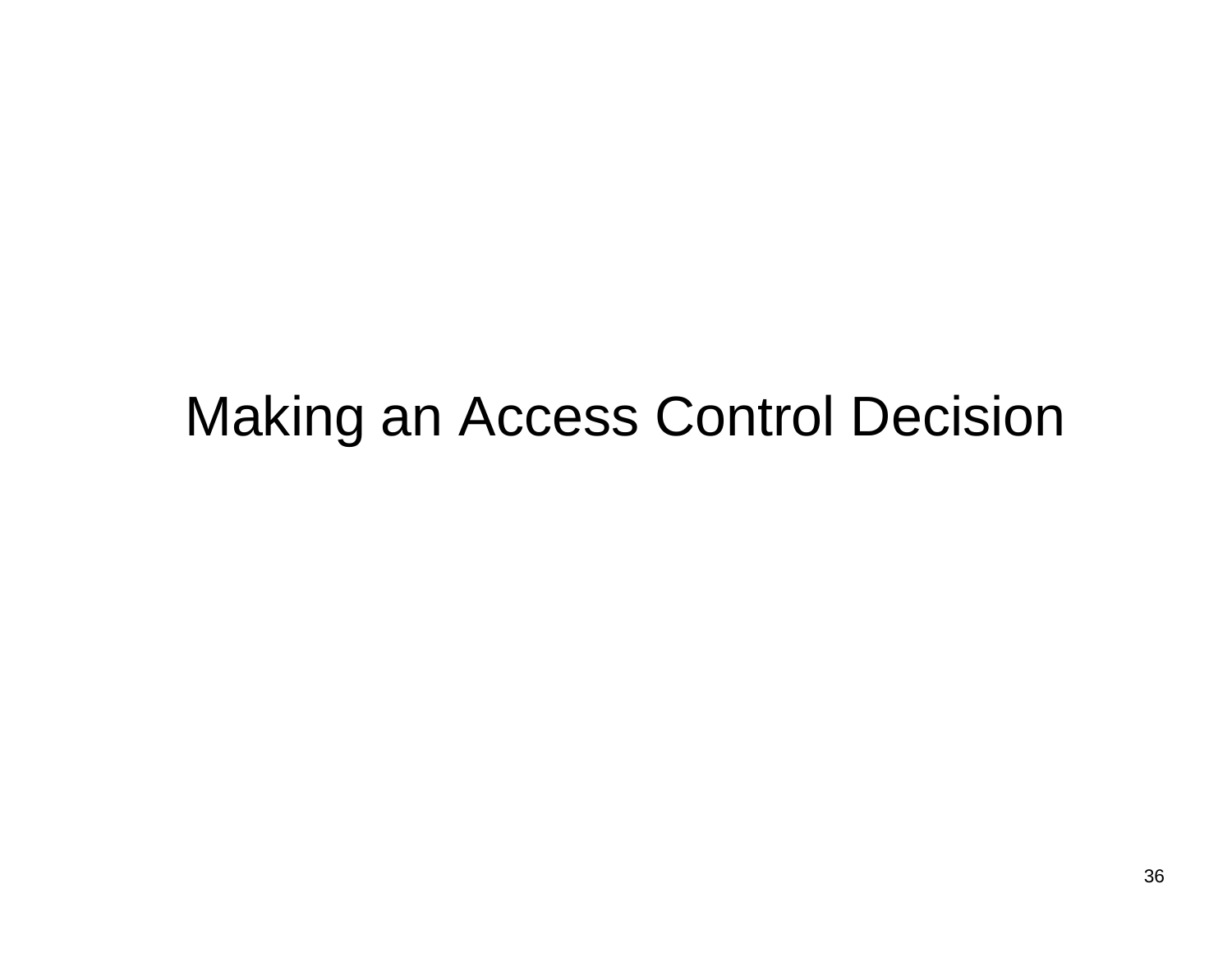# Making an Access Control Decision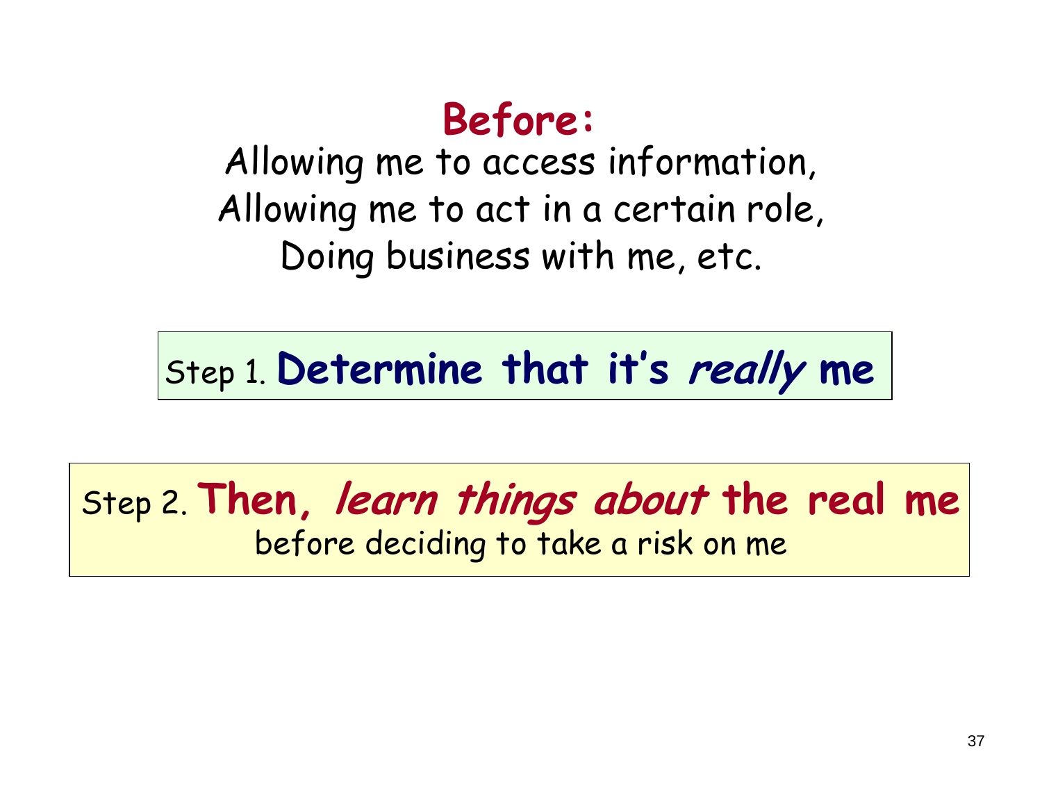## Before:

Allowing me to access information,
Allowing me to act in a certain role,
Doing business with me, etc.

Step 1. **Determine that it's *really* me**

Step 2. **Then, *learn things about* the real me**
before deciding to take a risk on me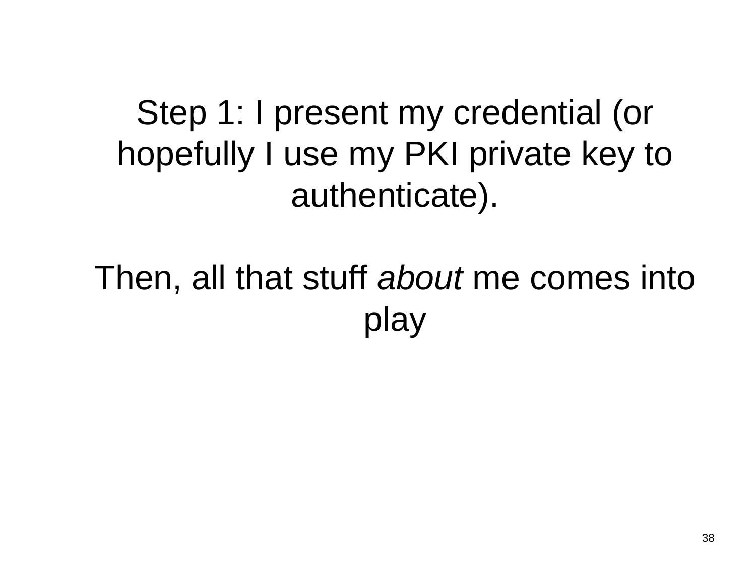Step 1: I present my credential (or hopefully I use my PKI private key to authenticate).

Then, all that stuff *about* me comes into play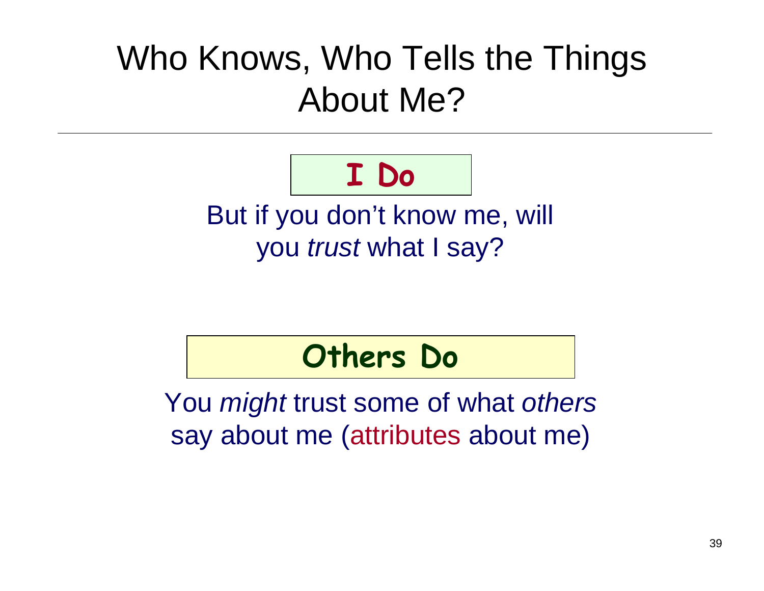# Who Knows, Who Tells the Things About Me?

**I Do**

But if you don't know me, will you *trust* what I say?

**Others Do**

You *might* trust some of what *others* say about me (attributes about me)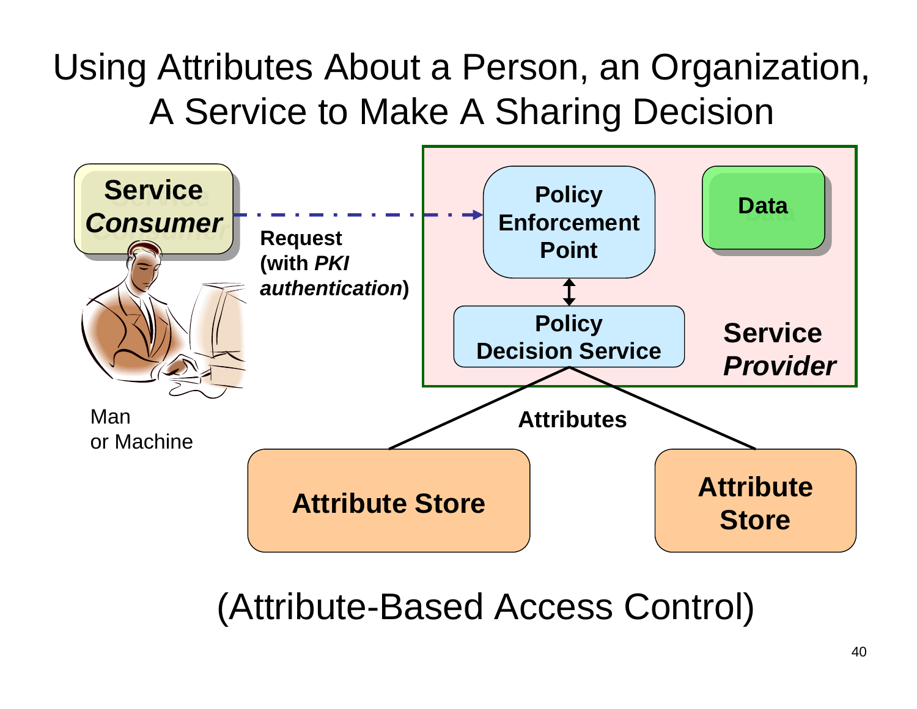# Using Attributes About a Person, an Organization, A Service to Make A Sharing Decision

**Service *Consumer***

Man
or Machine

**Request (with *PKI authentication*)**

**Policy Enforcement Point**

**Data**

**Policy Decision Service**

**Service *Provider***

**Attributes**

**Attribute Store**

**Attribute Store**

(Attribute-Based Access Control)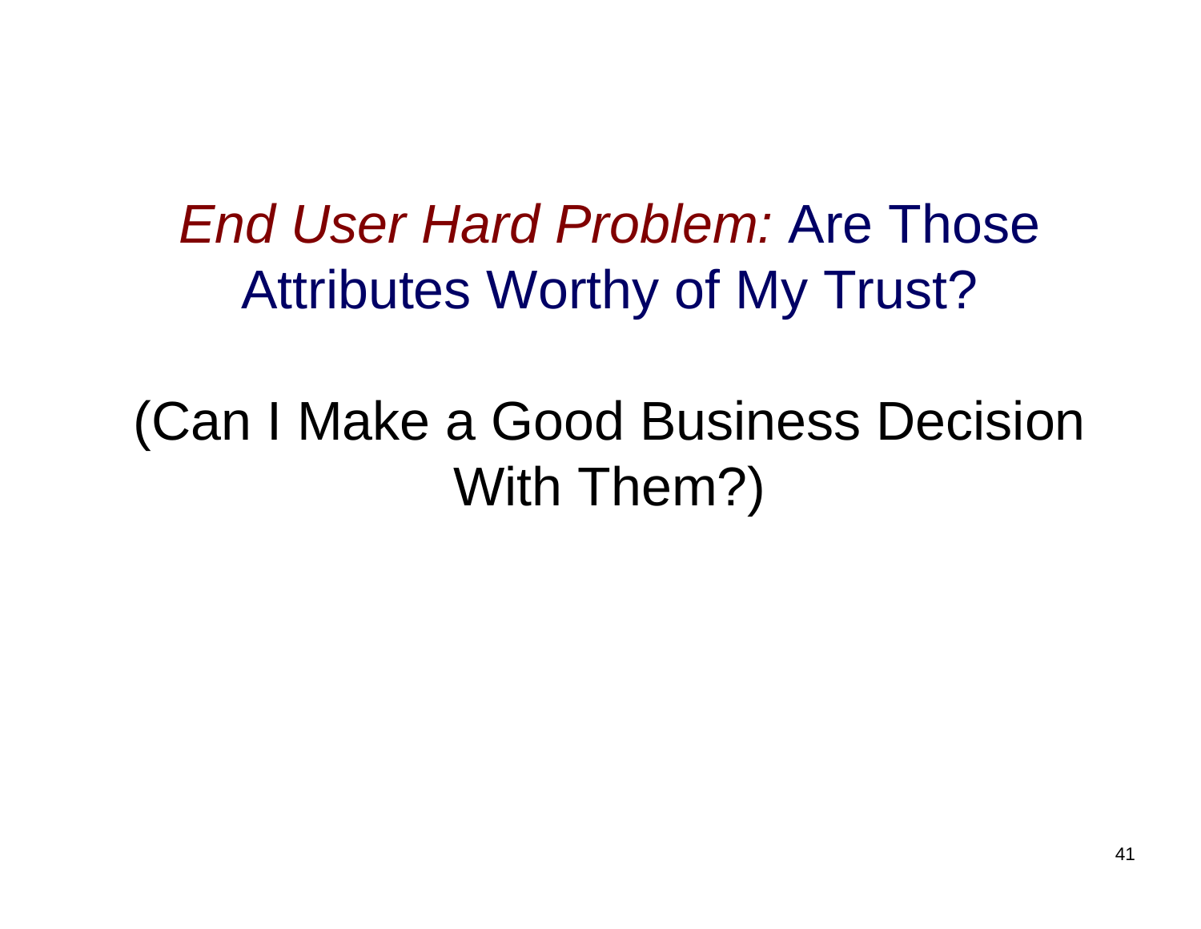# *End User Hard Problem:* Are Those Attributes Worthy of My Trust?

(Can I Make a Good Business Decision With Them?)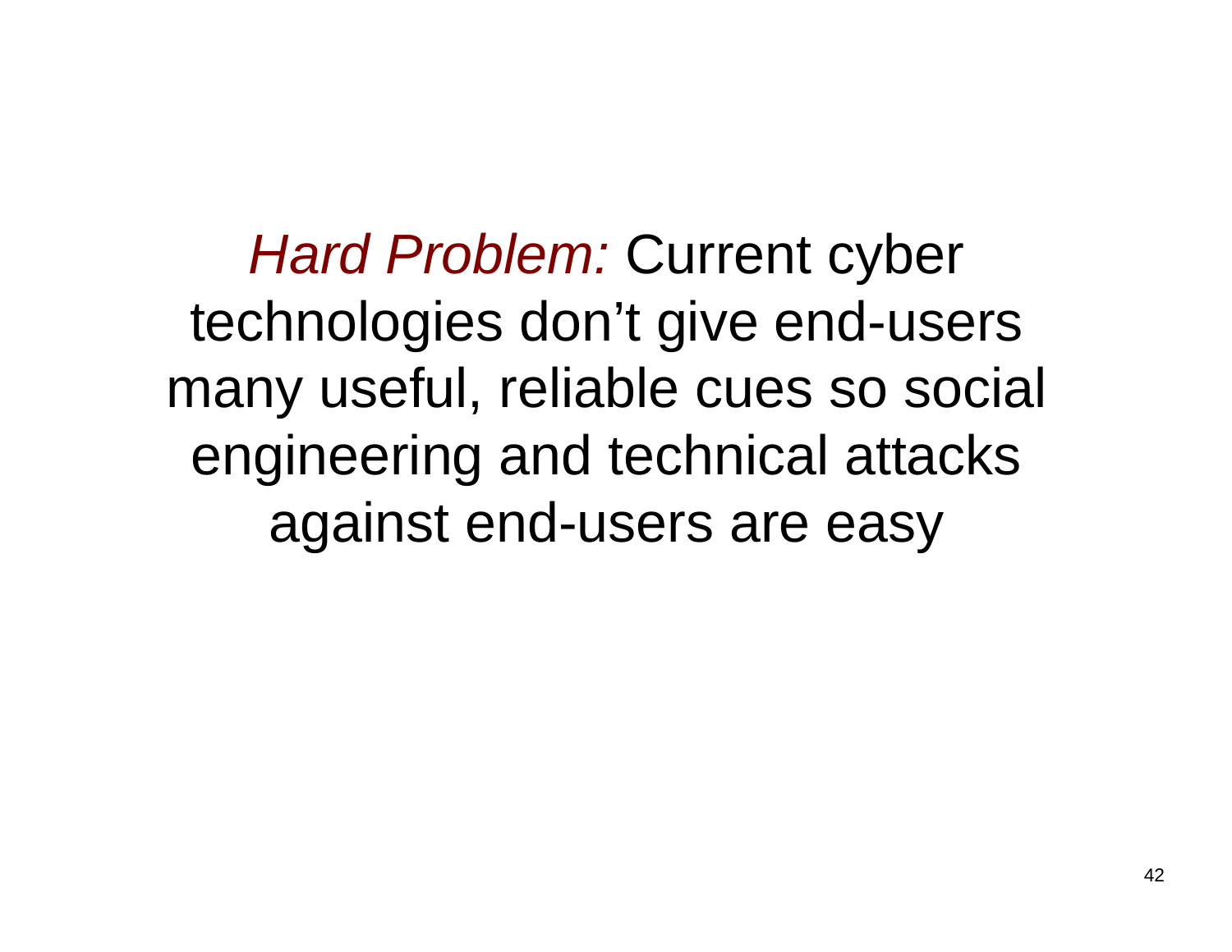*Hard Problem:* Current cyber technologies don’t give end-users many useful, reliable cues so social engineering and technical attacks against end-users are easy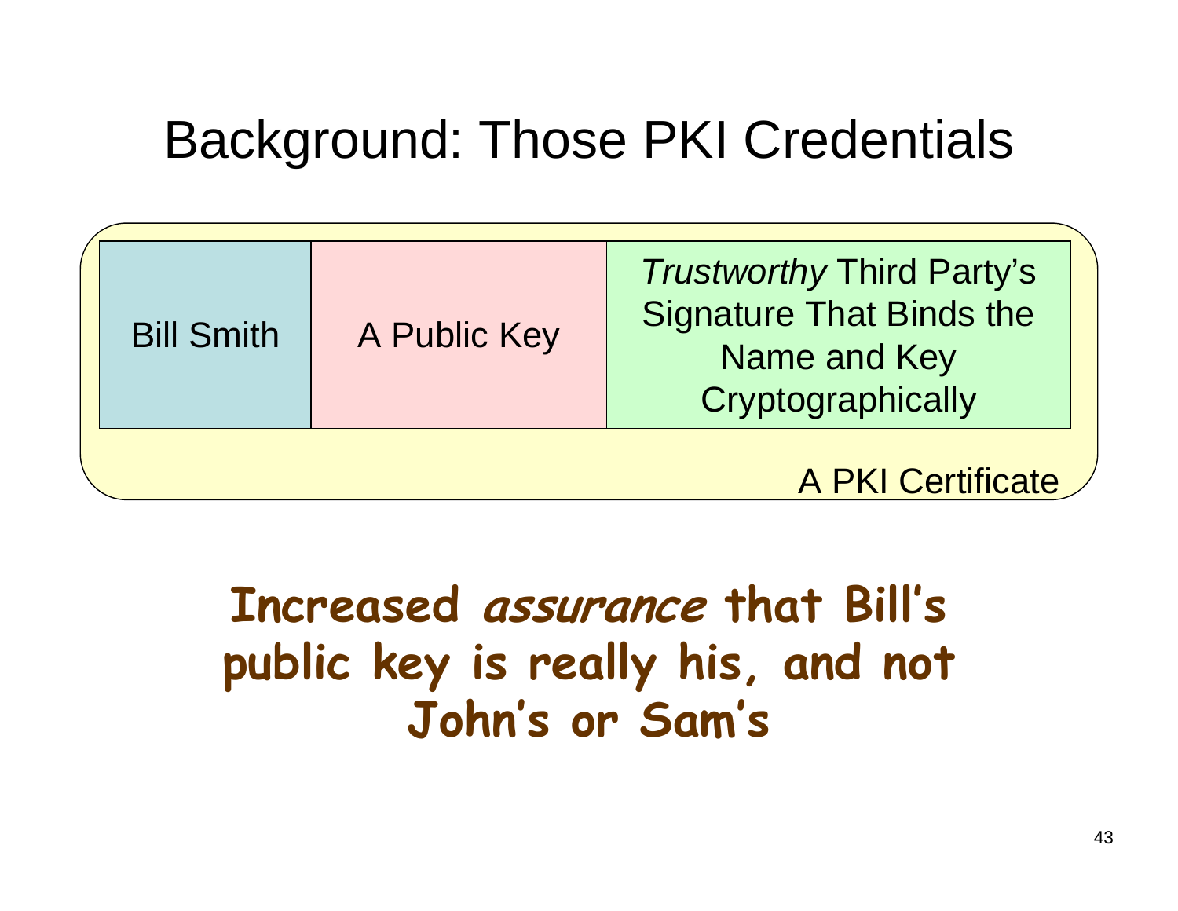# Background: Those PKI Credentials

| Bill Smith | A Public Key | *Trustworthy* Third Party's Signature That Binds the Name and Key Cryptographically |
|---|---|---|

A PKI Certificate

**Increased *assurance* that Bill's public key is really his, and not John's or Sam's**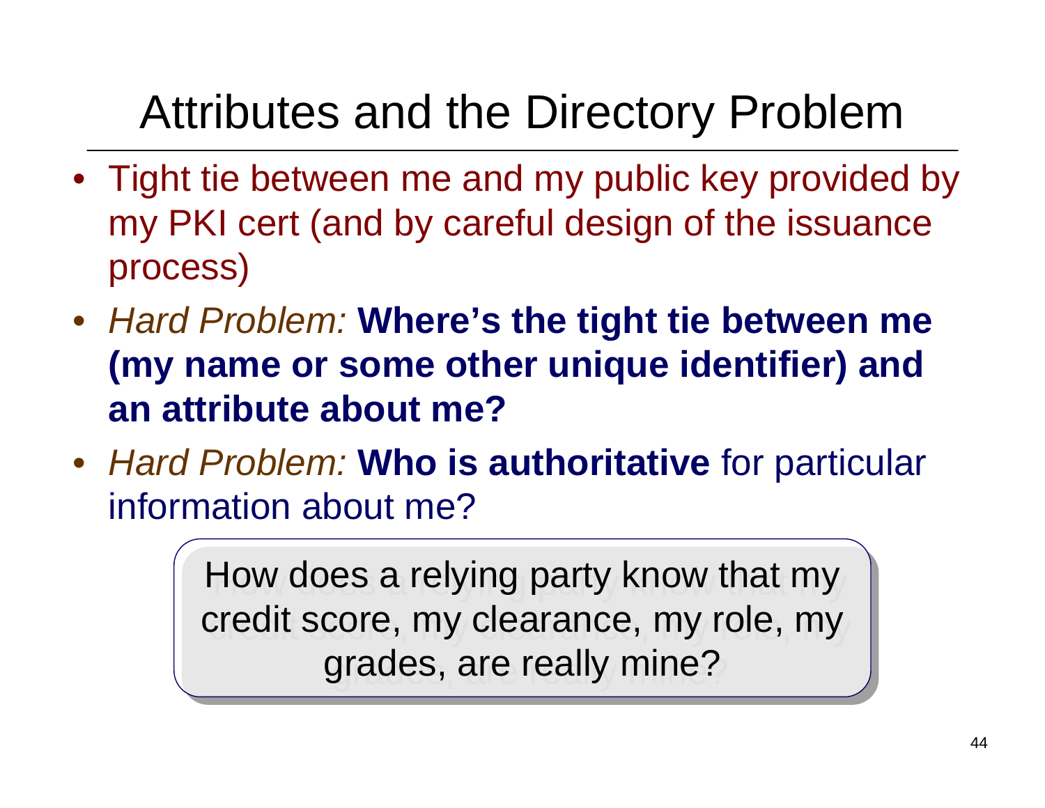# Attributes and the Directory Problem

- Tight tie between me and my public key provided by my PKI cert (and by careful design of the issuance process)
- *Hard Problem:* **Where's the tight tie between me (my name or some other unique identifier) and an attribute about me?**
- *Hard Problem:* **Who is authoritative** for particular information about me?

> How does a relying party know that my credit score, my clearance, my role, my grades, are really mine?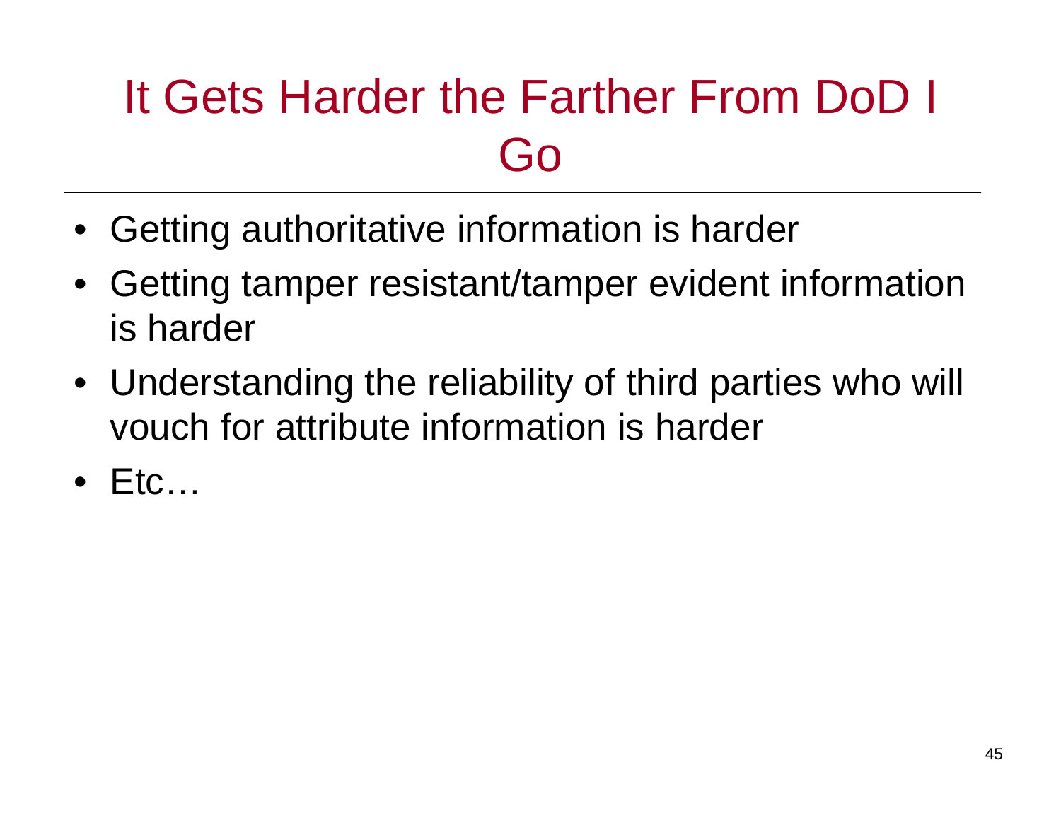# It Gets Harder the Farther From DoD I Go

- Getting authoritative information is harder
- Getting tamper resistant/tamper evident information is harder
- Understanding the reliability of third parties who will vouch for attribute information is harder
- Etc…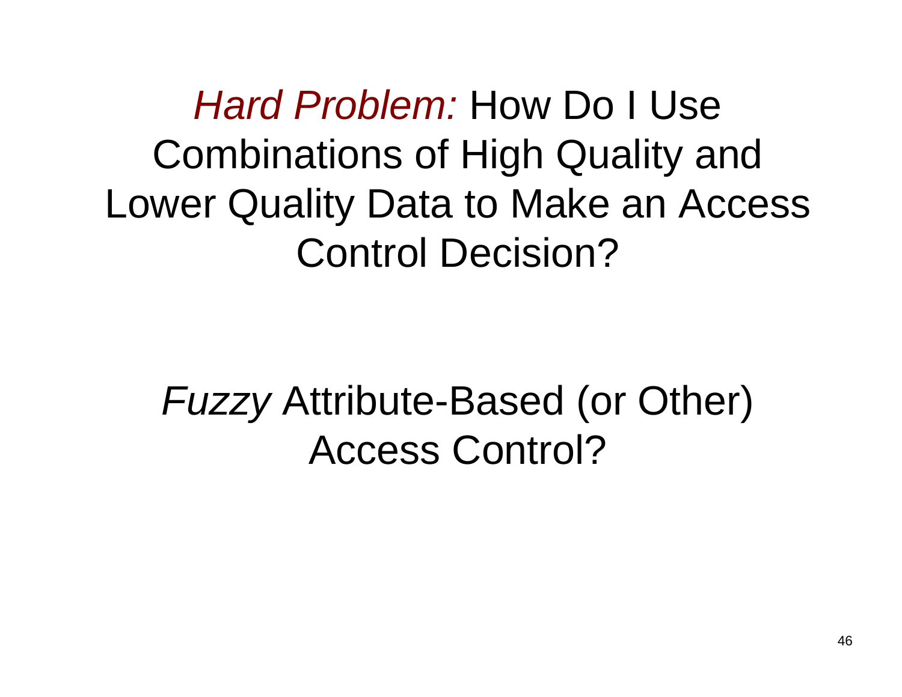# *Hard Problem:* How Do I Use Combinations of High Quality and Lower Quality Data to Make an Access Control Decision?

*Fuzzy* Attribute-Based (or Other) Access Control?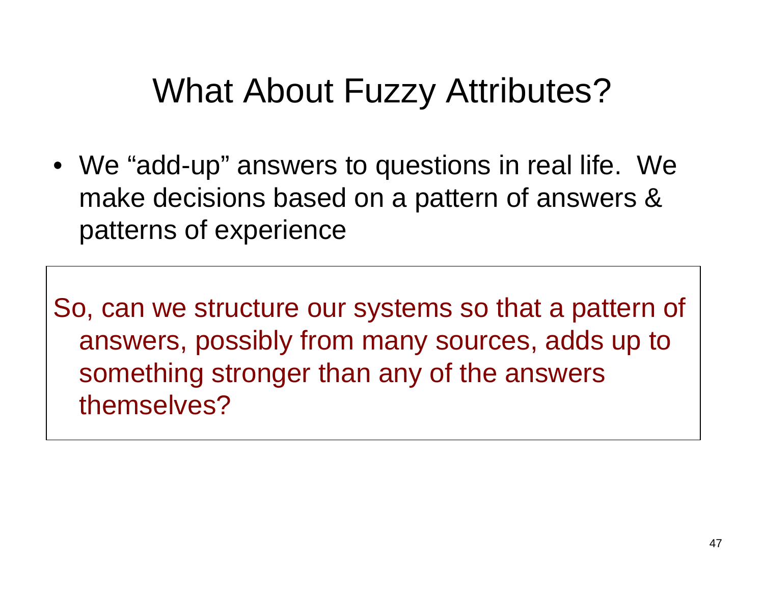# What About Fuzzy Attributes?

- We "add-up" answers to questions in real life. We make decisions based on a pattern of answers & patterns of experience

So, can we structure our systems so that a pattern of answers, possibly from many sources, adds up to something stronger than any of the answers themselves?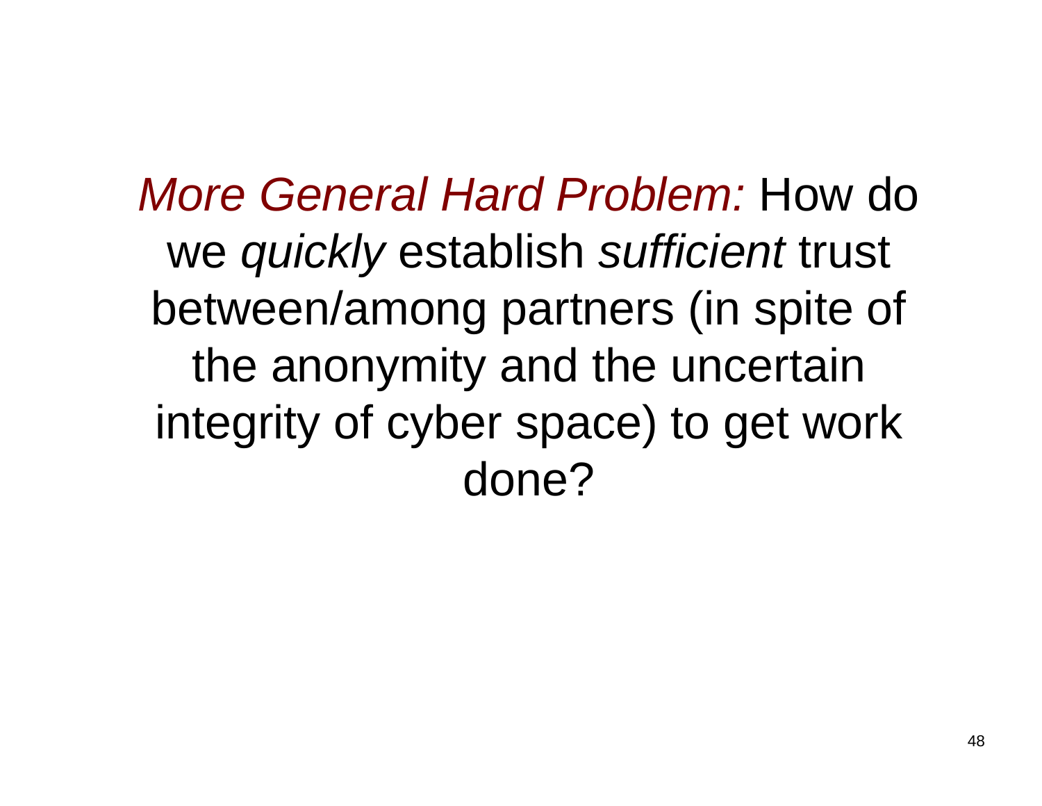*More General Hard Problem:* How do we *quickly* establish *sufficient* trust between/among partners (in spite of the anonymity and the uncertain integrity of cyber space) to get work done?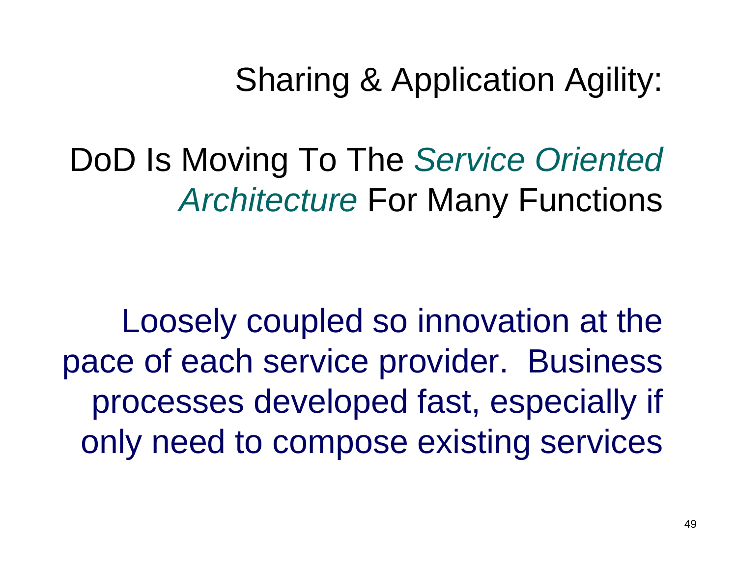# Sharing & Application Agility:

## DoD Is Moving To The *Service Oriented Architecture* For Many Functions

Loosely coupled so innovation at the pace of each service provider.  Business processes developed fast, especially if only need to compose existing services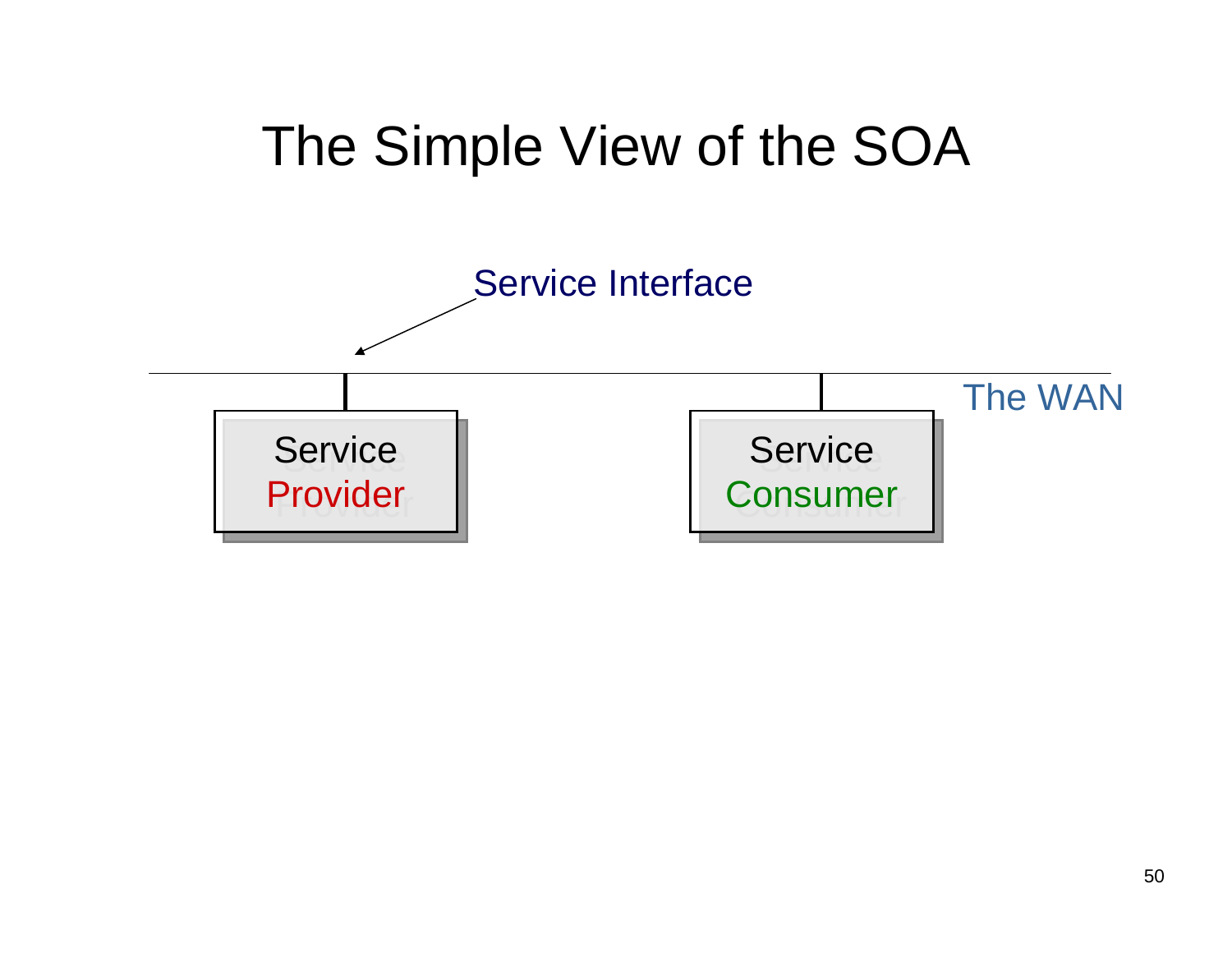# The Simple View of the SOA

Service Interface

The WAN

Service Provider

Service Consumer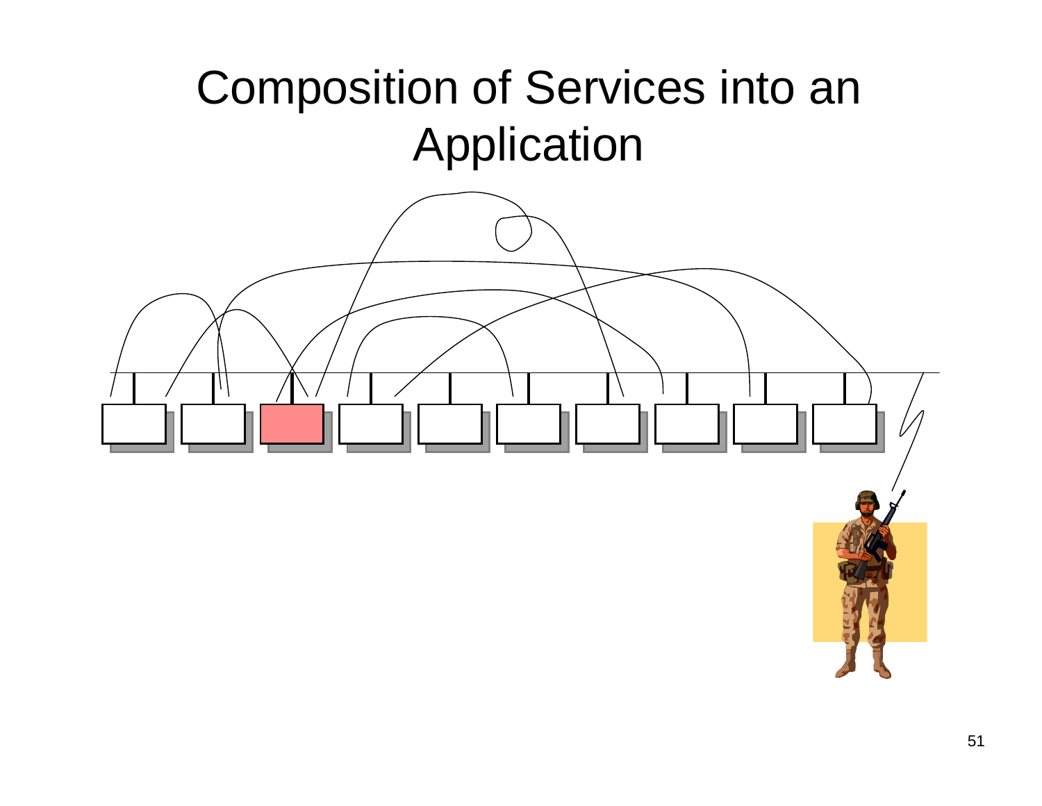# Composition of Services into an Application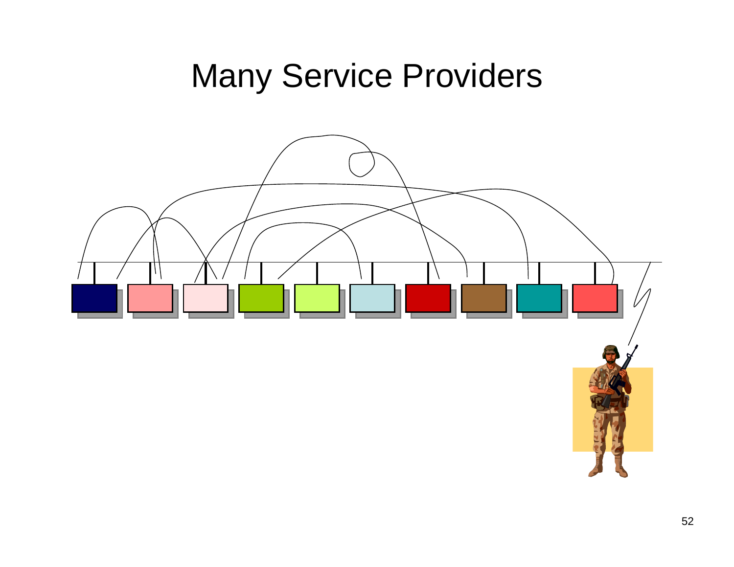# Many Service Providers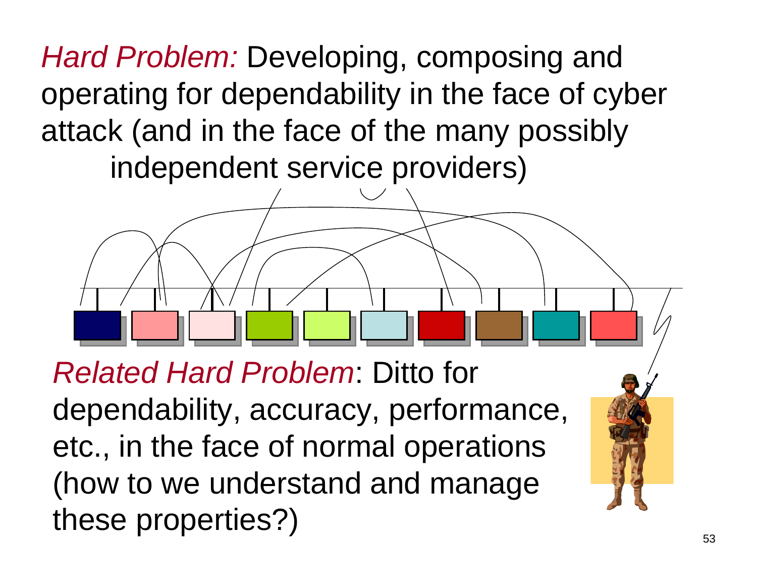*Hard Problem:* Developing, composing and operating for dependability in the face of cyber attack (and in the face of the many possibly independent service providers)

*Related Hard Problem*: Ditto for dependability, accuracy, performance, etc., in the face of normal operations (how to we understand and manage these properties?)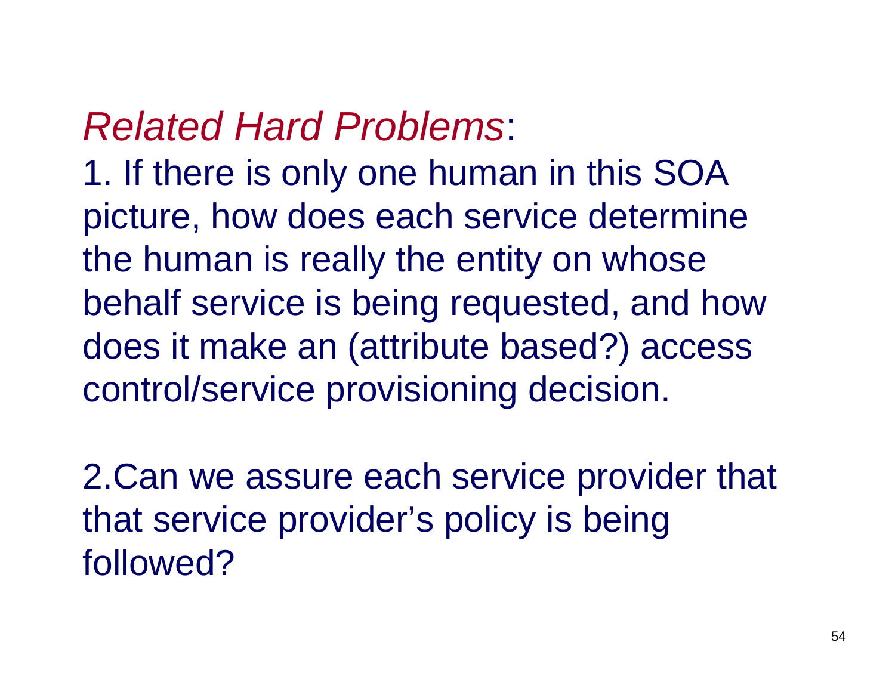*Related Hard Problems*:

1. If there is only one human in this SOA picture, how does each service determine the human is really the entity on whose behalf service is being requested, and how does it make an (attribute based?) access control/service provisioning decision.

2. Can we assure each service provider that that service provider's policy is being followed?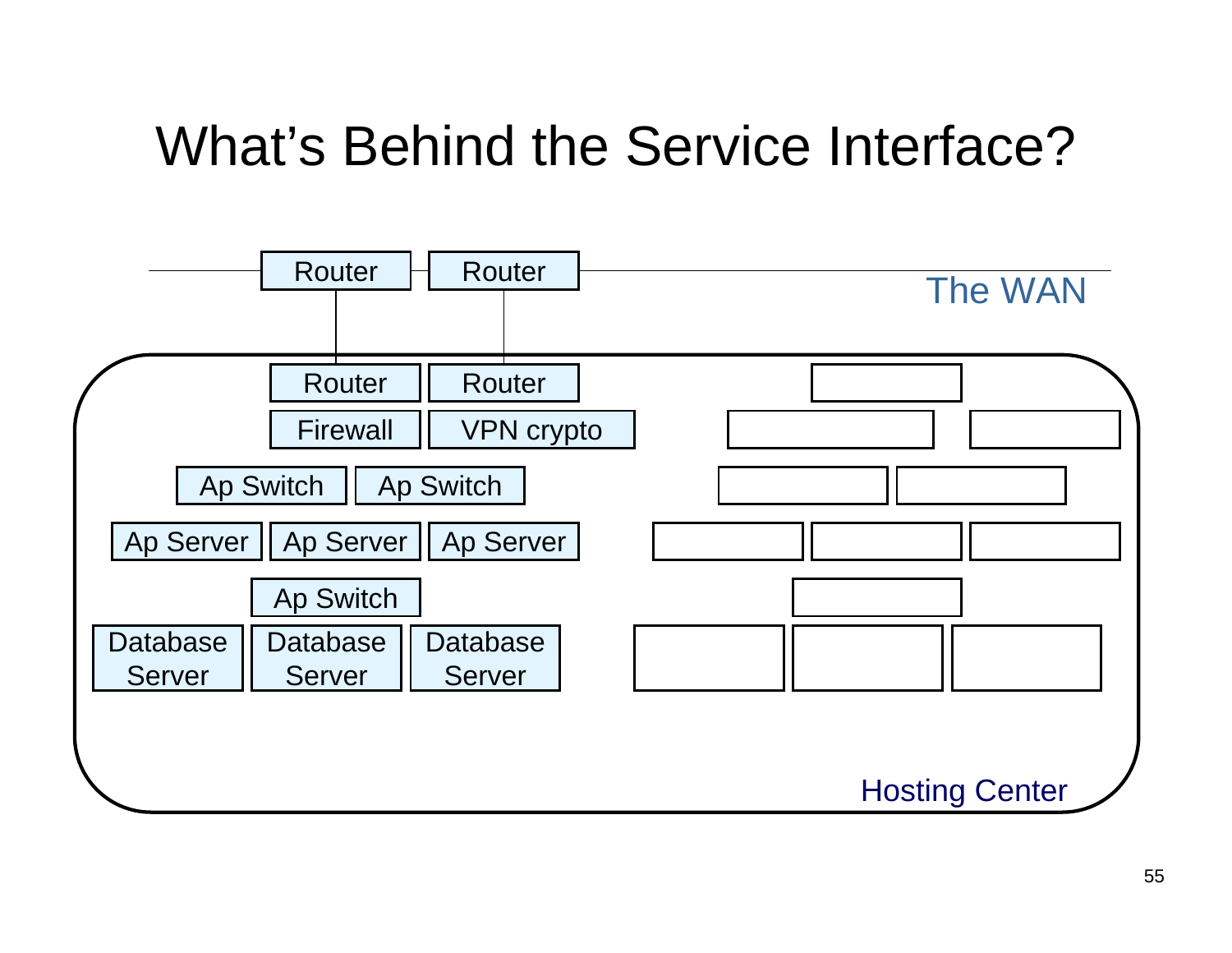# What's Behind the Service Interface?

The WAN

Router
Router

Router
Router
Firewall
VPN crypto
Ap Switch
Ap Switch
Ap Server
Ap Server
Ap Server
Ap Switch
Database Server
Database Server
Database Server

Hosting Center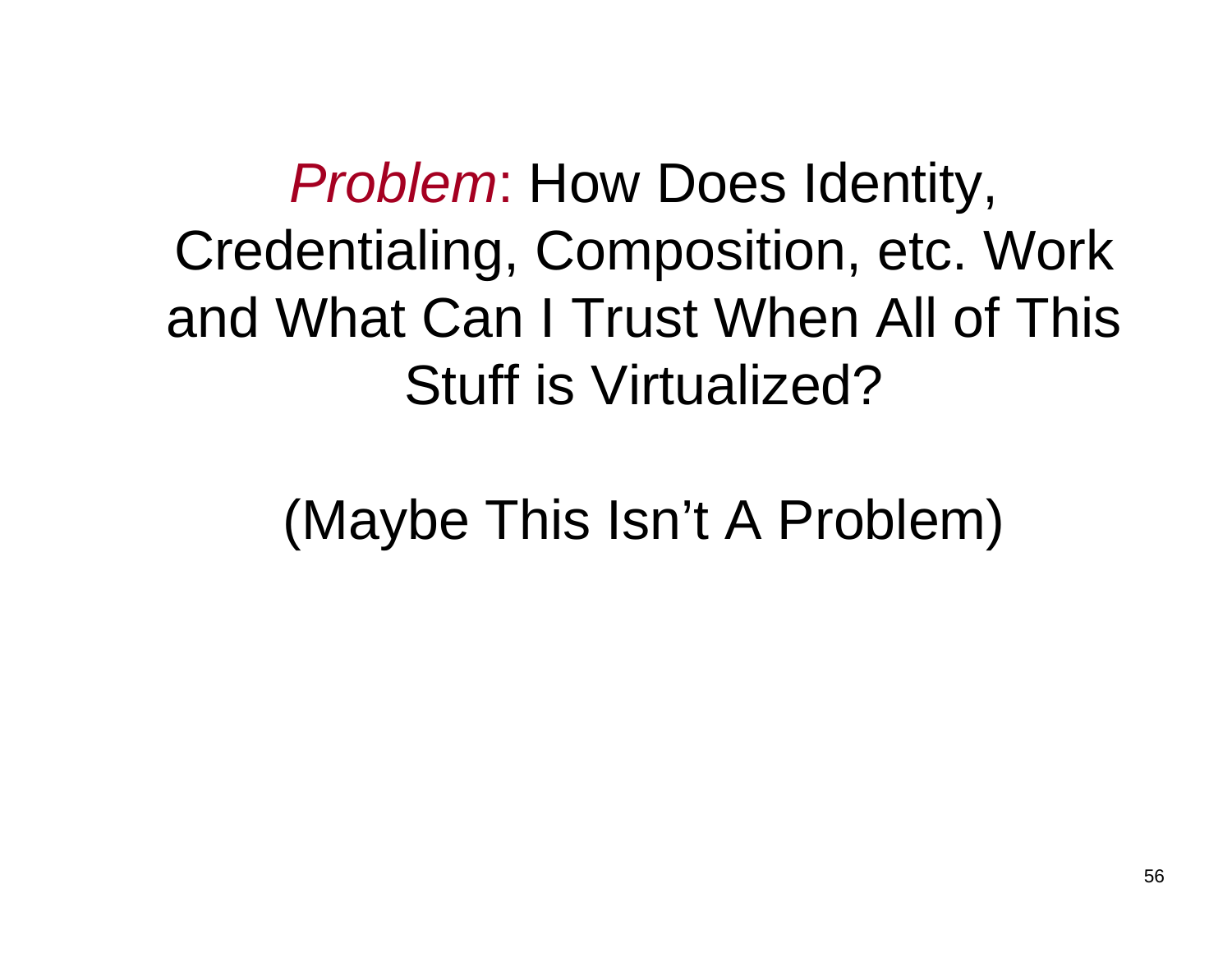*Problem*: How Does Identity, Credentialing, Composition, etc. Work and What Can I Trust When All of This Stuff is Virtualized?

(Maybe This Isn’t A Problem)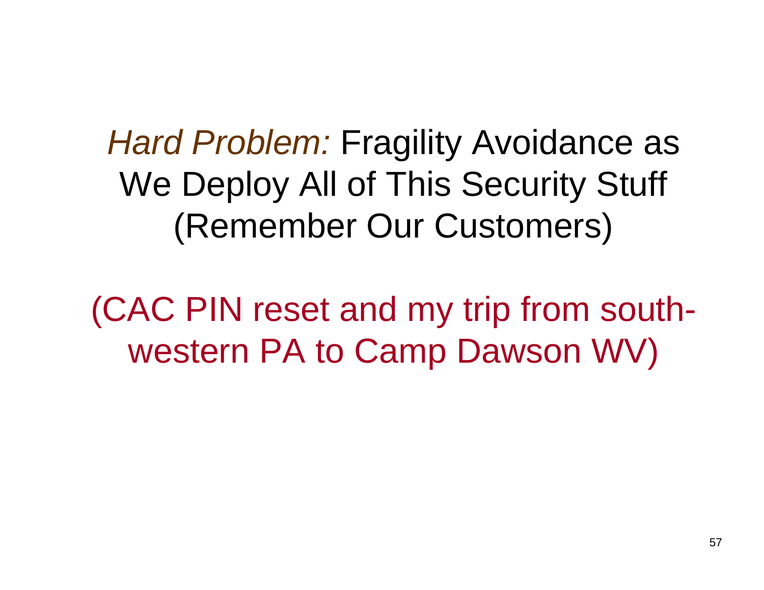# *Hard Problem:* Fragility Avoidance as We Deploy All of This Security Stuff (Remember Our Customers)

(CAC PIN reset and my trip from south-western PA to Camp Dawson WV)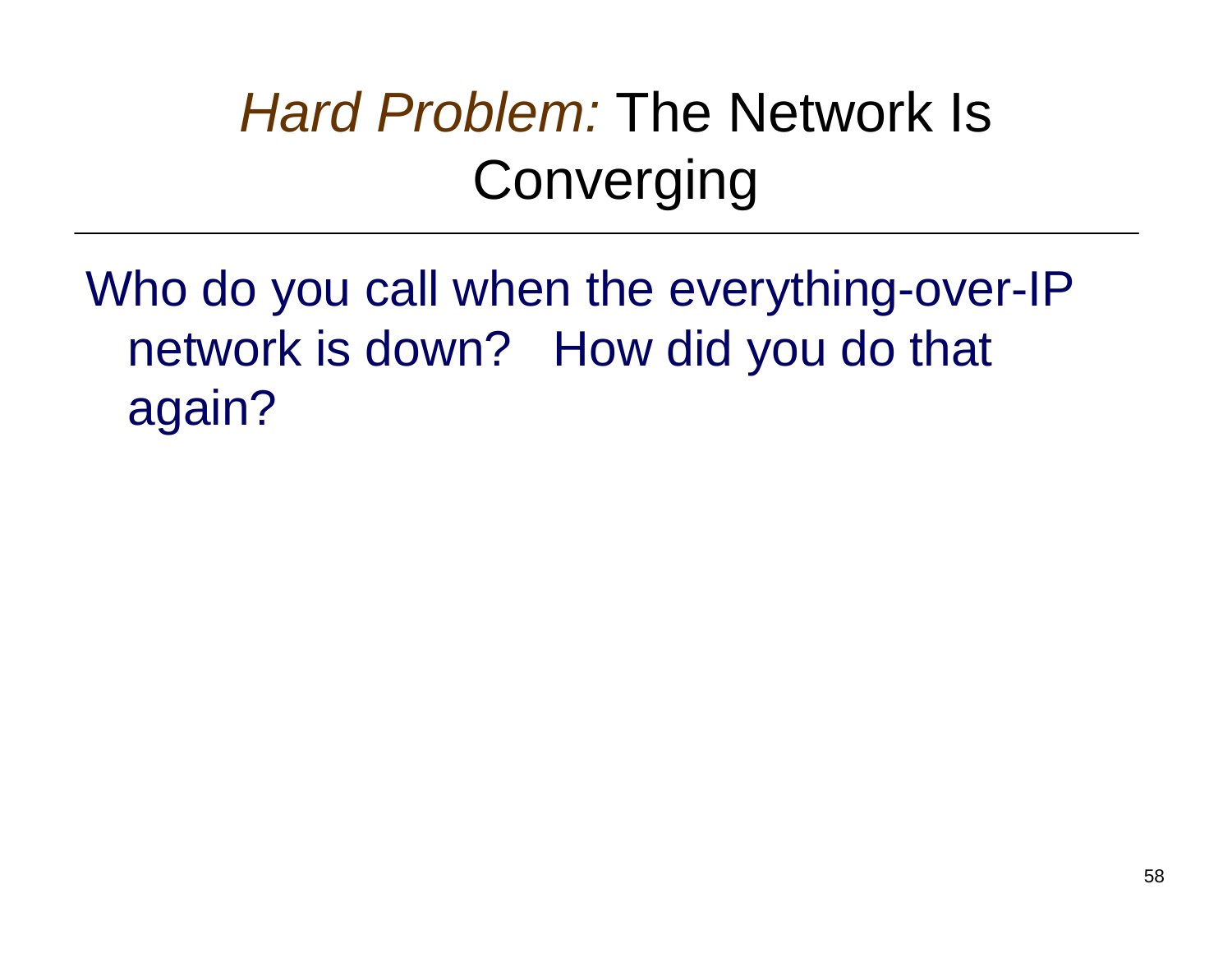# *Hard Problem:* The Network Is Converging

Who do you call when the everything-over-IP network is down? How did you do that again?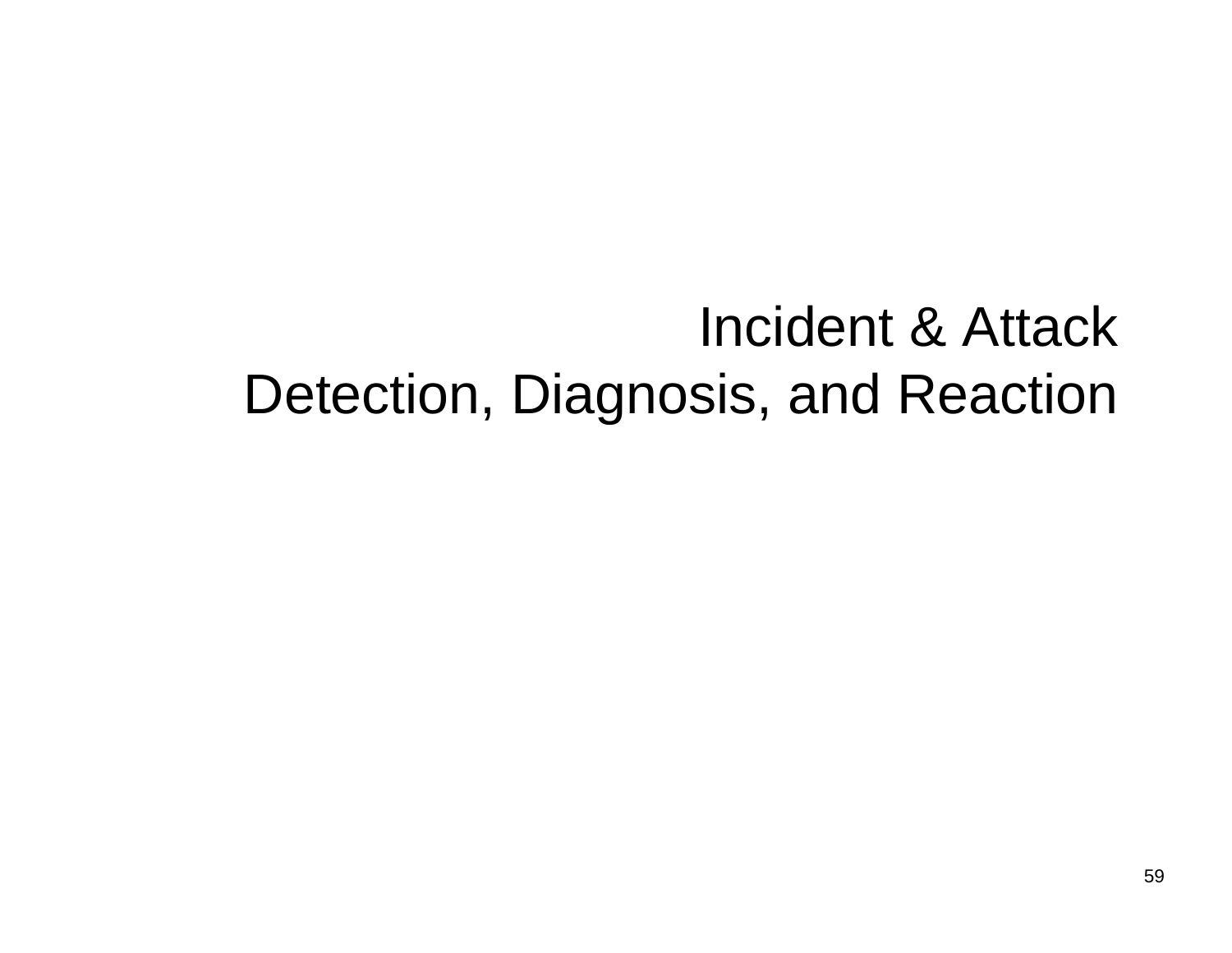# Incident & Attack Detection, Diagnosis, and Reaction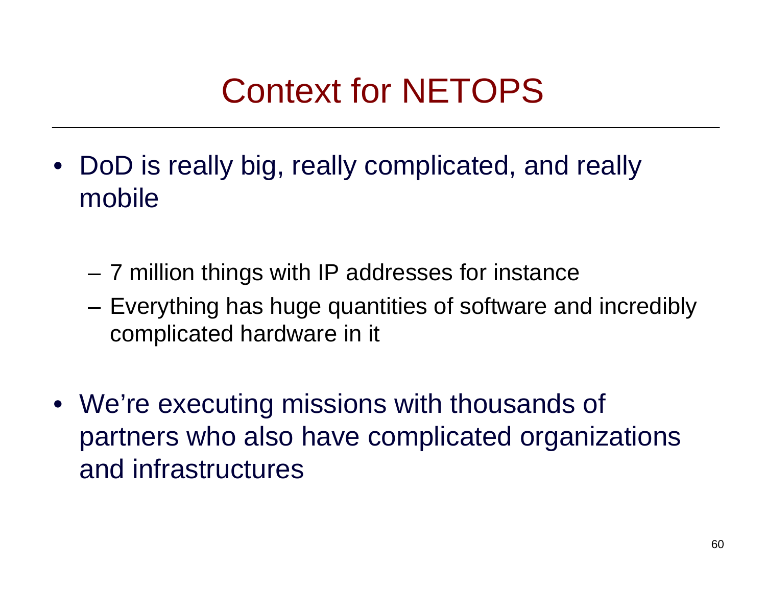# Context for NETOPS

- DoD is really big, really complicated, and really mobile
  - 7 million things with IP addresses for instance
  - Everything has huge quantities of software and incredibly complicated hardware in it
- We're executing missions with thousands of partners who also have complicated organizations and infrastructures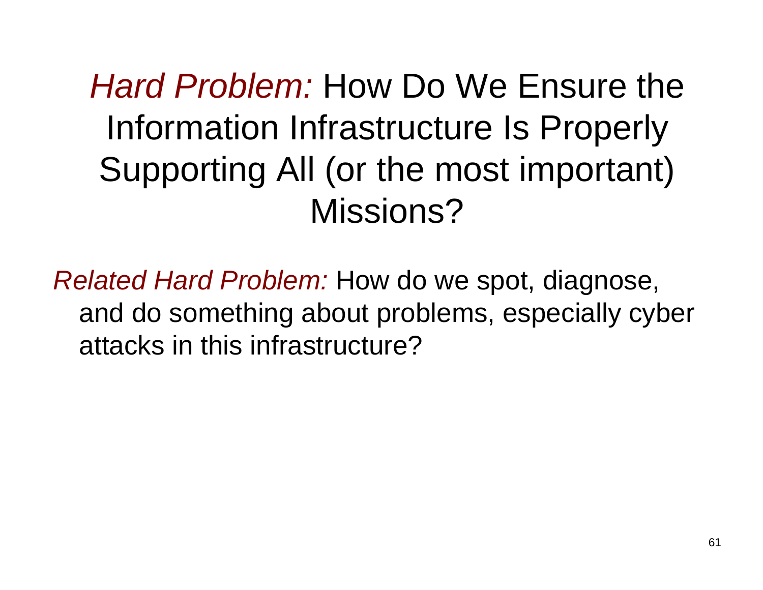# *Hard Problem:* How Do We Ensure the Information Infrastructure Is Properly Supporting All (or the most important) Missions?

*Related Hard Problem:* How do we spot, diagnose, and do something about problems, especially cyber attacks in this infrastructure?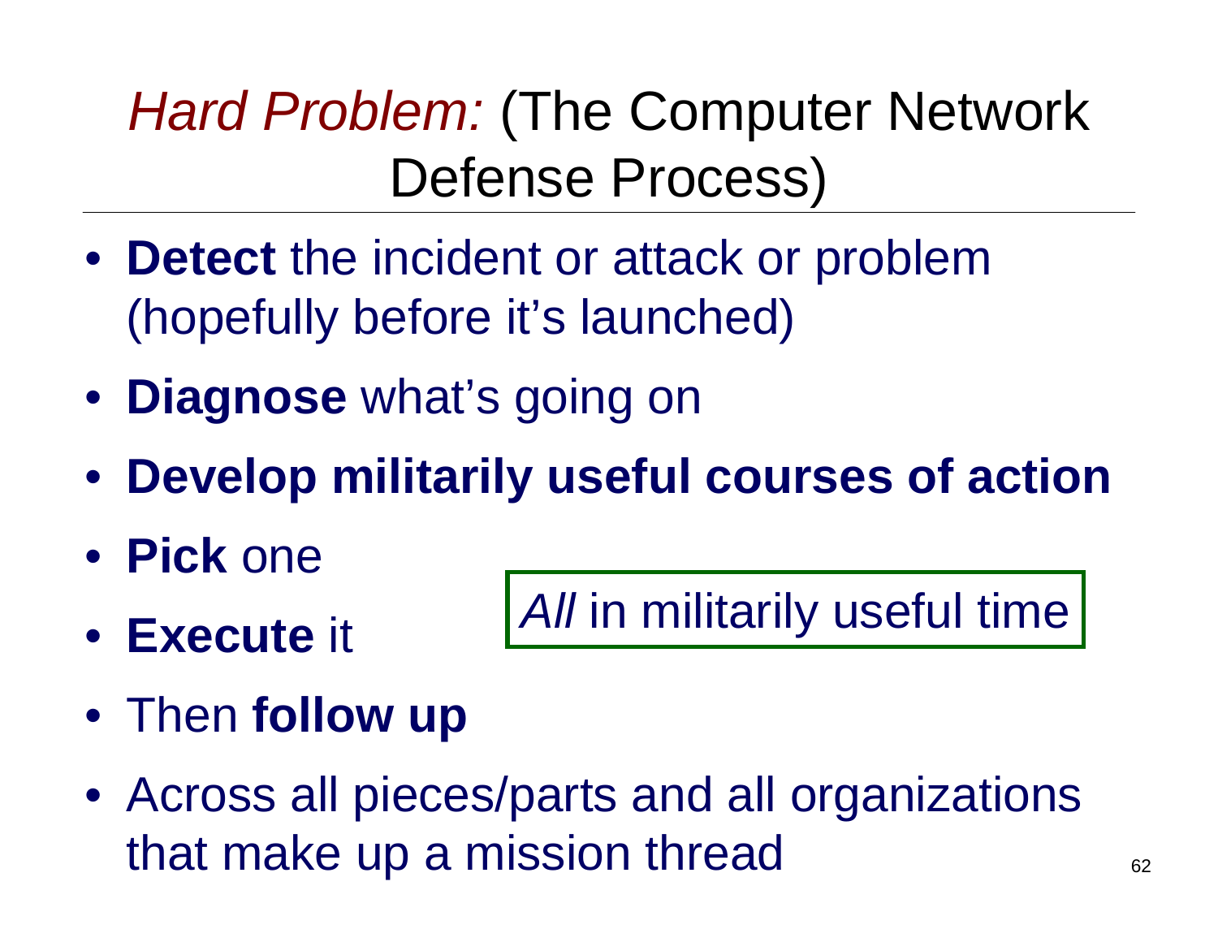# *Hard Problem:* (The Computer Network Defense Process)

- **Detect** the incident or attack or problem (hopefully before it's launched)
- **Diagnose** what's going on
- **Develop militarily useful courses of action**
- **Pick** one
- **Execute** it

*All* in militarily useful time

- Then **follow up**
- Across all pieces/parts and all organizations that make up a mission thread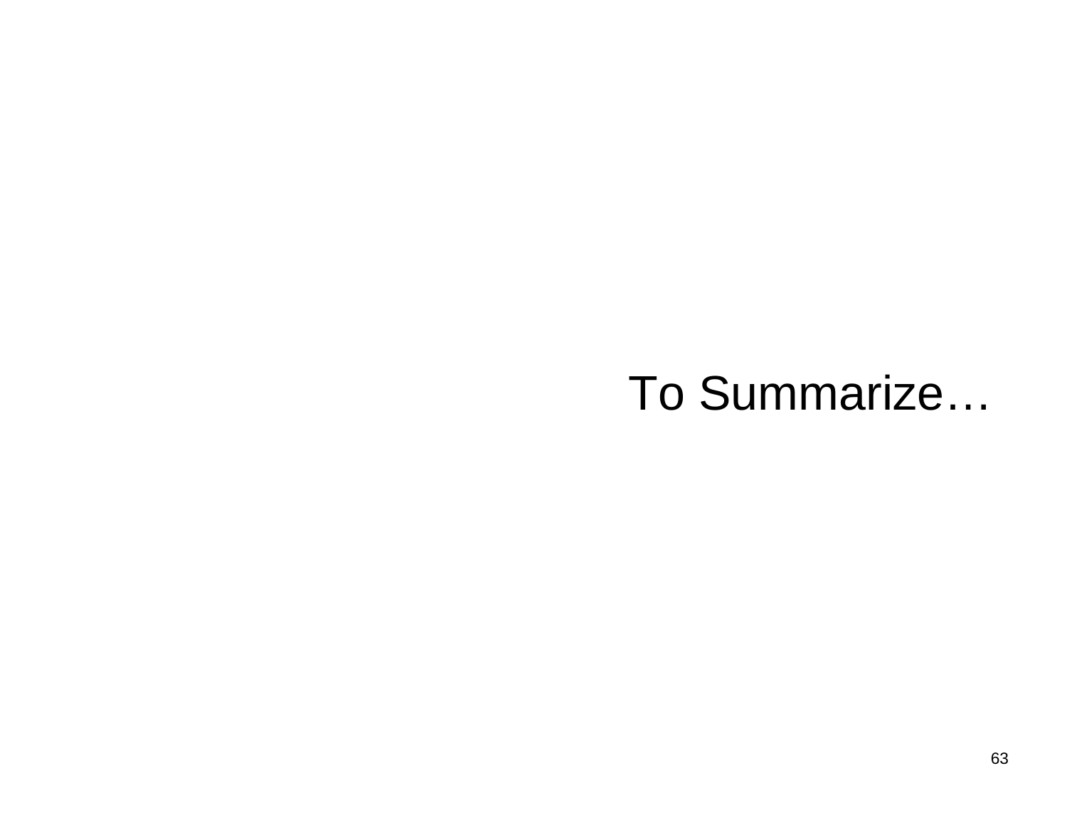# To Summarize…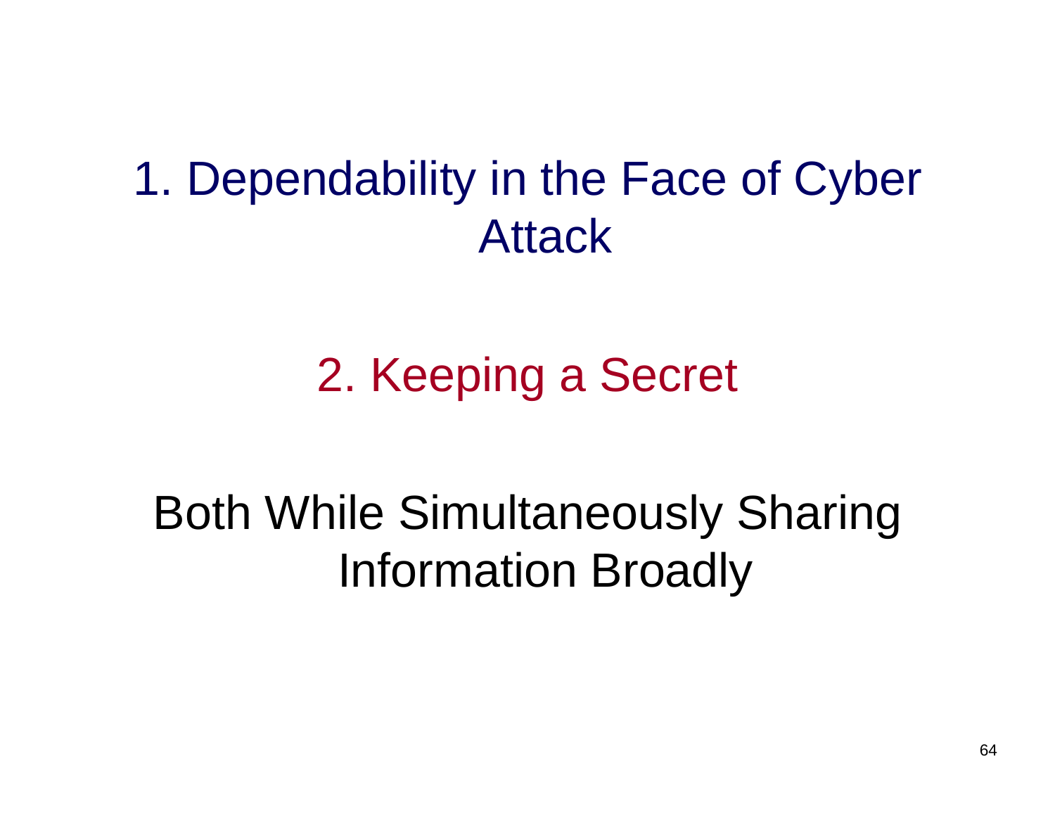1. Dependability in the Face of Cyber Attack

2. Keeping a Secret

Both While Simultaneously Sharing Information Broadly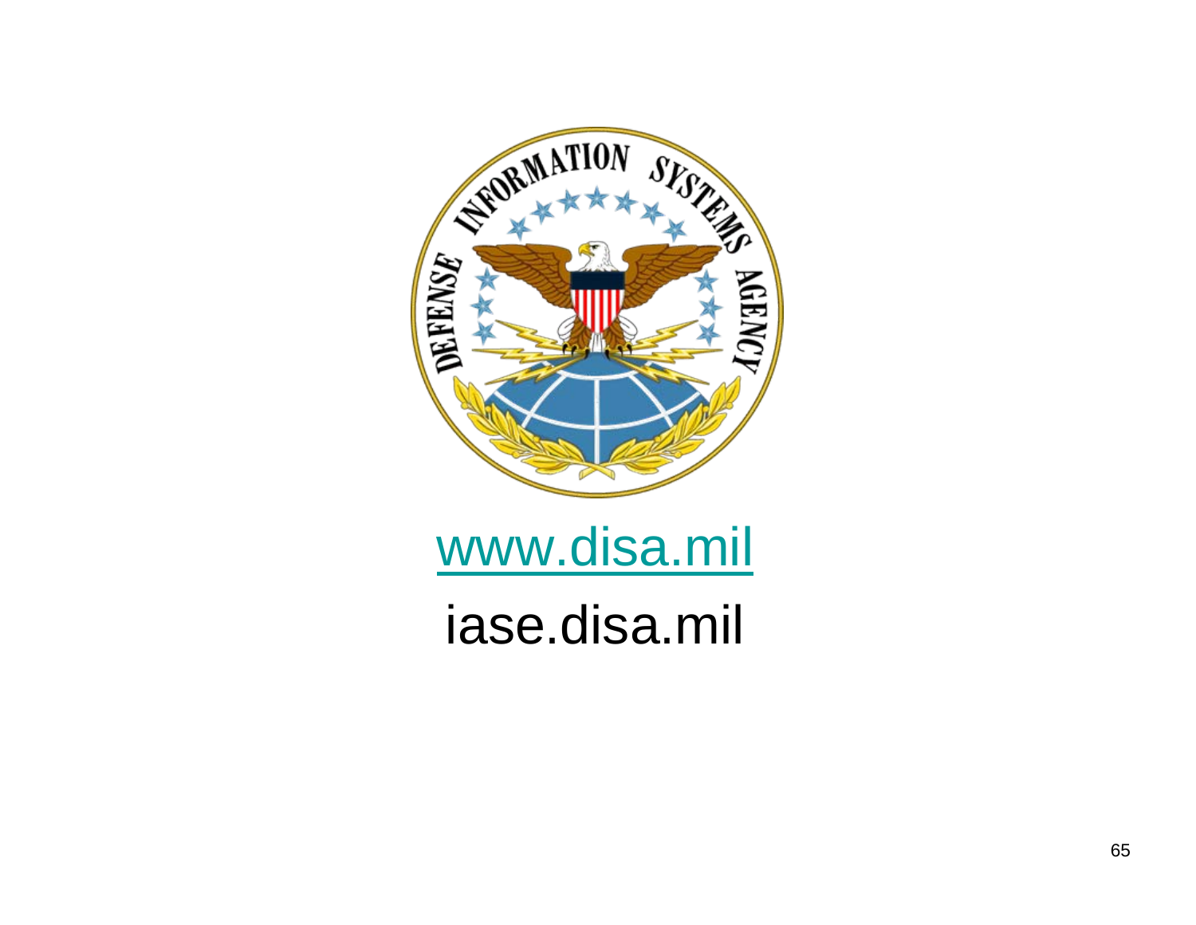[www.disa.mil](http://www.disa.mil)

iase.disa.mil